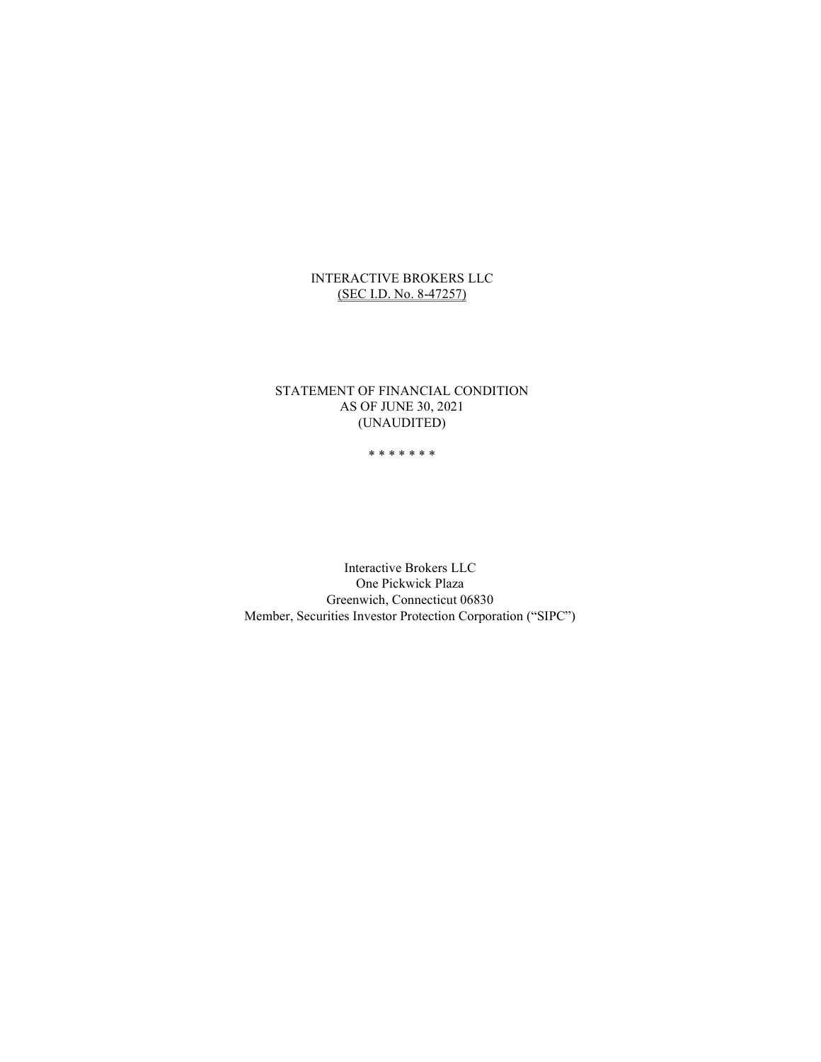# INTERACTIVE BROKERS LLC

(SEC I.D. No. 8-47257)

## STATEMENT OF FINANCIAL CONDITION
## AS OF JUNE 30, 2021
## (UNAUDITED)

\* \* \* \* \* \* \*

Interactive Brokers LLC
One Pickwick Plaza
Greenwich, Connecticut 06830
Member, Securities Investor Protection Corporation ("SIPC")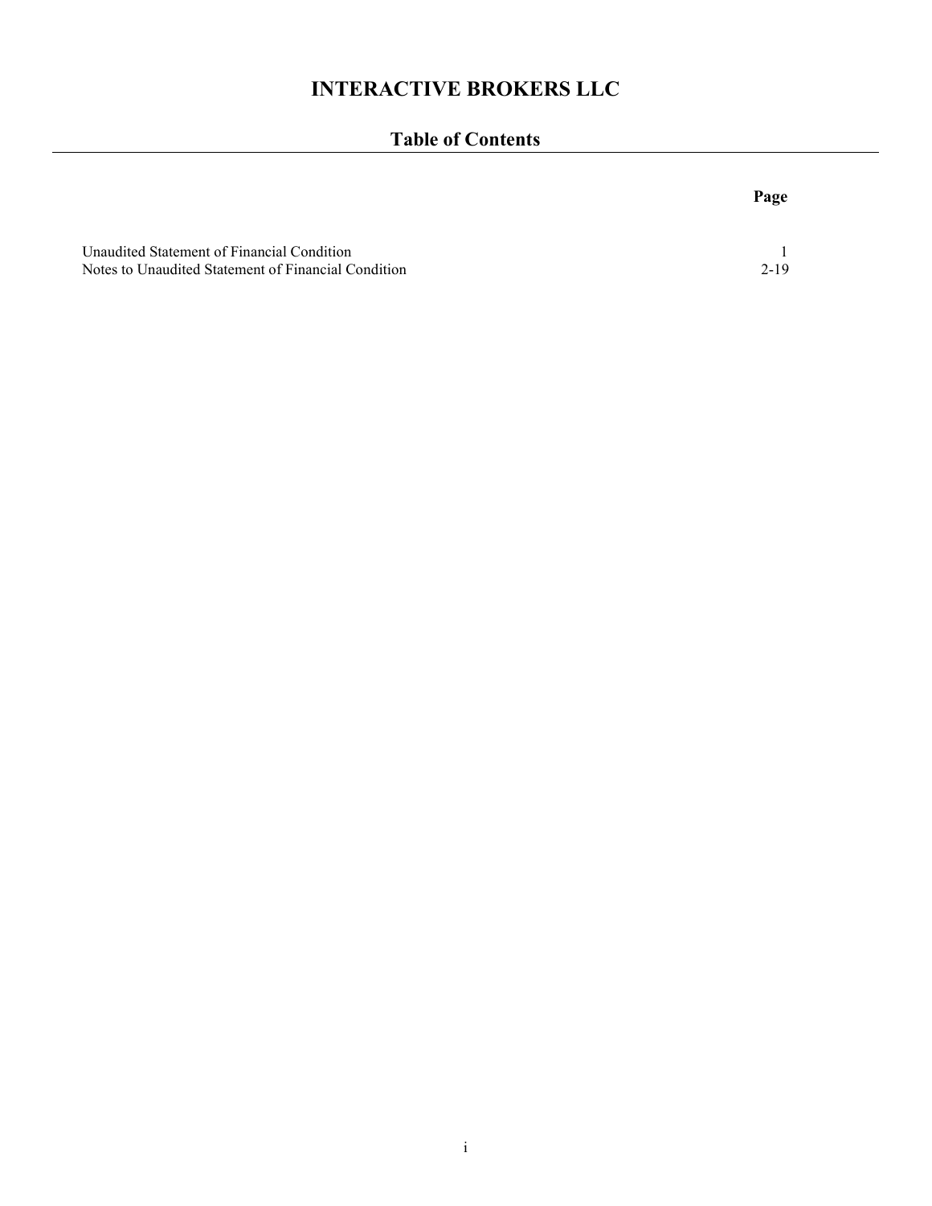# INTERACTIVE BROKERS LLC

## Table of Contents

| | Page |
|---|---|
| Unaudited Statement of Financial Condition | 1 |
| Notes to Unaudited Statement of Financial Condition | 2-19 |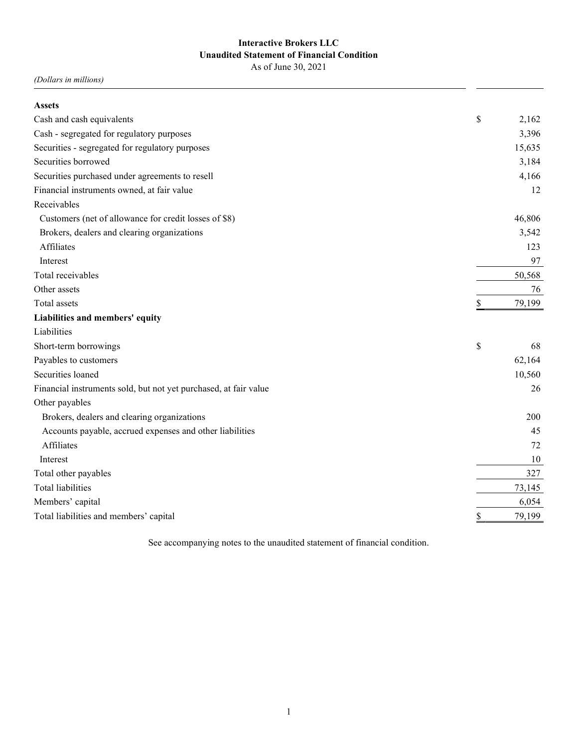**Interactive Brokers LLC**
**Unaudited Statement of Financial Condition**
As of June 30, 2021

*(Dollars in millions)*

| | | |
|---|---|---|
| **Assets** | | |
| Cash and cash equivalents | $ | 2,162 |
| Cash - segregated for regulatory purposes | | 3,396 |
| Securities - segregated for regulatory purposes | | 15,635 |
| Securities borrowed | | 3,184 |
| Securities purchased under agreements to resell | | 4,166 |
| Financial instruments owned, at fair value | | 12 |
| Receivables | | |
| Customers (net of allowance for credit losses of $8) | | 46,806 |
| Brokers, dealers and clearing organizations | | 3,542 |
| Affiliates | | 123 |
| Interest | | 97 |
| Total receivables | | 50,568 |
| Other assets | | 76 |
| Total assets | $ | 79,199 |
| **Liabilities and members' equity** | | |
| Liabilities | | |
| Short-term borrowings | $ | 68 |
| Payables to customers | | 62,164 |
| Securities loaned | | 10,560 |
| Financial instruments sold, but not yet purchased, at fair value | | 26 |
| Other payables | | |
| Brokers, dealers and clearing organizations | | 200 |
| Accounts payable, accrued expenses and other liabilities | | 45 |
| Affiliates | | 72 |
| Interest | | 10 |
| Total other payables | | 327 |
| Total liabilities | | 73,145 |
| Members' capital | | 6,054 |
| Total liabilities and members' capital | $ | 79,199 |

See accompanying notes to the unaudited statement of financial condition.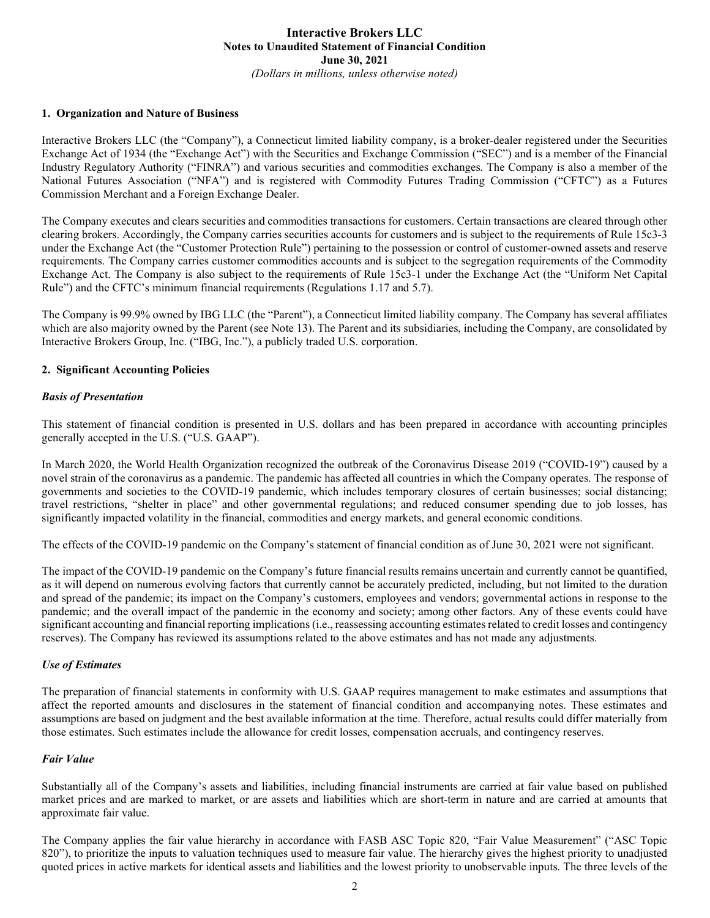# Interactive Brokers LLC
## Notes to Unaudited Statement of Financial Condition
## June 30, 2021
*(Dollars in millions, unless otherwise noted)*

### 1. Organization and Nature of Business

Interactive Brokers LLC (the "Company"), a Connecticut limited liability company, is a broker-dealer registered under the Securities Exchange Act of 1934 (the "Exchange Act") with the Securities and Exchange Commission ("SEC") and is a member of the Financial Industry Regulatory Authority ("FINRA") and various securities and commodities exchanges. The Company is also a member of the National Futures Association ("NFA") and is registered with Commodity Futures Trading Commission ("CFTC") as a Futures Commission Merchant and a Foreign Exchange Dealer.

The Company executes and clears securities and commodities transactions for customers. Certain transactions are cleared through other clearing brokers. Accordingly, the Company carries securities accounts for customers and is subject to the requirements of Rule 15c3-3 under the Exchange Act (the "Customer Protection Rule") pertaining to the possession or control of customer-owned assets and reserve requirements. The Company carries customer commodities accounts and is subject to the segregation requirements of the Commodity Exchange Act. The Company is also subject to the requirements of Rule 15c3-1 under the Exchange Act (the "Uniform Net Capital Rule") and the CFTC's minimum financial requirements (Regulations 1.17 and 5.7).

The Company is 99.9% owned by IBG LLC (the "Parent"), a Connecticut limited liability company. The Company has several affiliates which are also majority owned by the Parent (see Note 13). The Parent and its subsidiaries, including the Company, are consolidated by Interactive Brokers Group, Inc. ("IBG, Inc."), a publicly traded U.S. corporation.

### 2. Significant Accounting Policies

#### *Basis of Presentation*

This statement of financial condition is presented in U.S. dollars and has been prepared in accordance with accounting principles generally accepted in the U.S. ("U.S. GAAP").

In March 2020, the World Health Organization recognized the outbreak of the Coronavirus Disease 2019 ("COVID-19") caused by a novel strain of the coronavirus as a pandemic. The pandemic has affected all countries in which the Company operates. The response of governments and societies to the COVID-19 pandemic, which includes temporary closures of certain businesses; social distancing; travel restrictions, "shelter in place" and other governmental regulations; and reduced consumer spending due to job losses, has significantly impacted volatility in the financial, commodities and energy markets, and general economic conditions.

The effects of the COVID-19 pandemic on the Company's statement of financial condition as of June 30, 2021 were not significant.

The impact of the COVID-19 pandemic on the Company's future financial results remains uncertain and currently cannot be quantified, as it will depend on numerous evolving factors that currently cannot be accurately predicted, including, but not limited to the duration and spread of the pandemic; its impact on the Company's customers, employees and vendors; governmental actions in response to the pandemic; and the overall impact of the pandemic in the economy and society; among other factors. Any of these events could have significant accounting and financial reporting implications (i.e., reassessing accounting estimates related to credit losses and contingency reserves). The Company has reviewed its assumptions related to the above estimates and has not made any adjustments.

#### *Use of Estimates*

The preparation of financial statements in conformity with U.S. GAAP requires management to make estimates and assumptions that affect the reported amounts and disclosures in the statement of financial condition and accompanying notes. These estimates and assumptions are based on judgment and the best available information at the time. Therefore, actual results could differ materially from those estimates. Such estimates include the allowance for credit losses, compensation accruals, and contingency reserves.

#### *Fair Value*

Substantially all of the Company's assets and liabilities, including financial instruments are carried at fair value based on published market prices and are marked to market, or are assets and liabilities which are short-term in nature and are carried at amounts that approximate fair value.

The Company applies the fair value hierarchy in accordance with FASB ASC Topic 820, "Fair Value Measurement" ("ASC Topic 820"), to prioritize the inputs to valuation techniques used to measure fair value. The hierarchy gives the highest priority to unadjusted quoted prices in active markets for identical assets and liabilities and the lowest priority to unobservable inputs. The three levels of the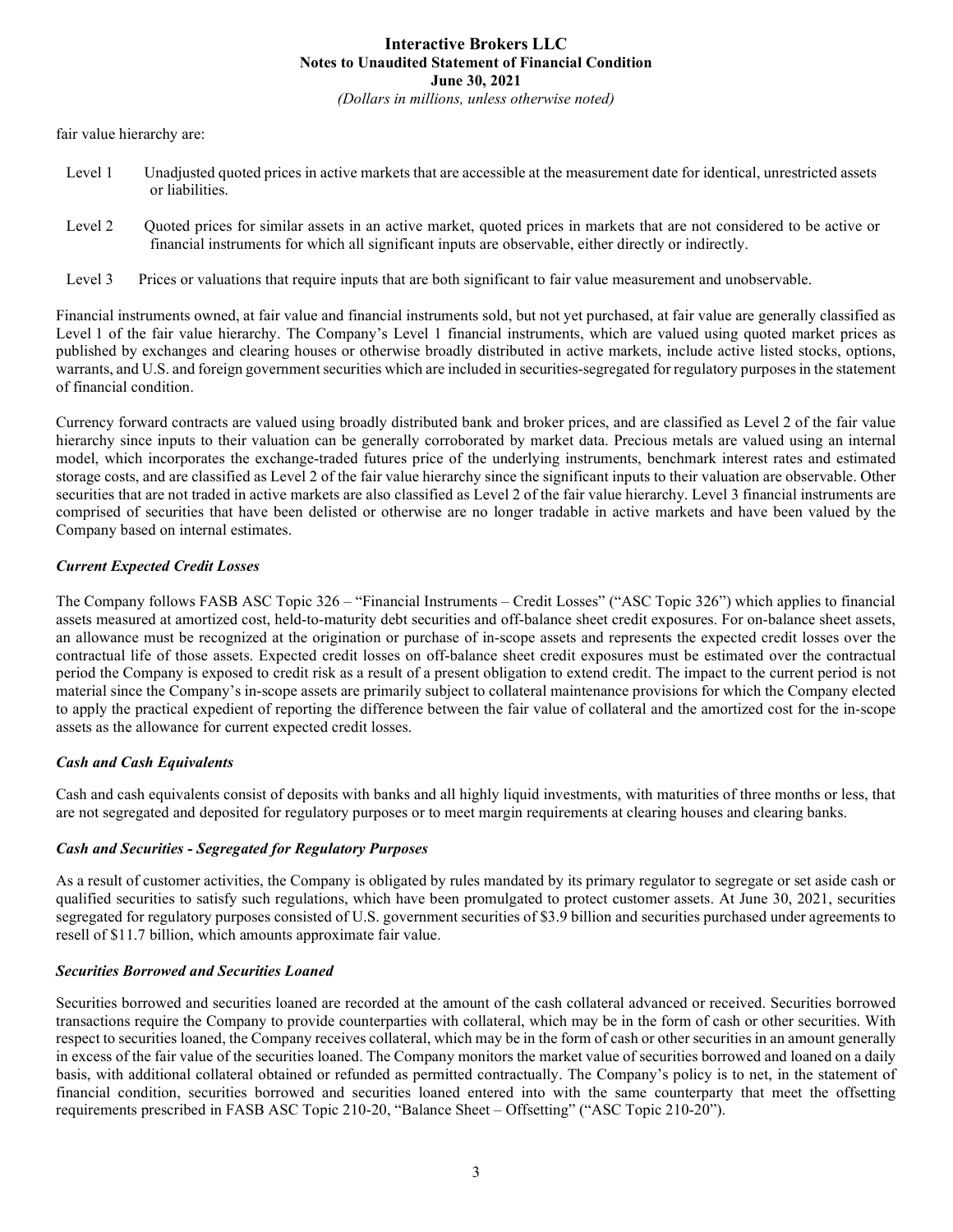fair value hierarchy are:

- Level 1 Unadjusted quoted prices in active markets that are accessible at the measurement date for identical, unrestricted assets or liabilities.
- Level 2 Quoted prices for similar assets in an active market, quoted prices in markets that are not considered to be active or financial instruments for which all significant inputs are observable, either directly or indirectly.
- Level 3 Prices or valuations that require inputs that are both significant to fair value measurement and unobservable.

Financial instruments owned, at fair value and financial instruments sold, but not yet purchased, at fair value are generally classified as Level 1 of the fair value hierarchy. The Company's Level 1 financial instruments, which are valued using quoted market prices as published by exchanges and clearing houses or otherwise broadly distributed in active markets, include active listed stocks, options, warrants, and U.S. and foreign government securities which are included in securities-segregated for regulatory purposes in the statement of financial condition.

Currency forward contracts are valued using broadly distributed bank and broker prices, and are classified as Level 2 of the fair value hierarchy since inputs to their valuation can be generally corroborated by market data. Precious metals are valued using an internal model, which incorporates the exchange-traded futures price of the underlying instruments, benchmark interest rates and estimated storage costs, and are classified as Level 2 of the fair value hierarchy since the significant inputs to their valuation are observable. Other securities that are not traded in active markets are also classified as Level 2 of the fair value hierarchy. Level 3 financial instruments are comprised of securities that have been delisted or otherwise are no longer tradable in active markets and have been valued by the Company based on internal estimates.

### *Current Expected Credit Losses*

The Company follows FASB ASC Topic 326 – "Financial Instruments – Credit Losses" ("ASC Topic 326") which applies to financial assets measured at amortized cost, held-to-maturity debt securities and off-balance sheet credit exposures. For on-balance sheet assets, an allowance must be recognized at the origination or purchase of in-scope assets and represents the expected credit losses over the contractual life of those assets. Expected credit losses on off-balance sheet credit exposures must be estimated over the contractual period the Company is exposed to credit risk as a result of a present obligation to extend credit. The impact to the current period is not material since the Company's in-scope assets are primarily subject to collateral maintenance provisions for which the Company elected to apply the practical expedient of reporting the difference between the fair value of collateral and the amortized cost for the in-scope assets as the allowance for current expected credit losses.

### *Cash and Cash Equivalents*

Cash and cash equivalents consist of deposits with banks and all highly liquid investments, with maturities of three months or less, that are not segregated and deposited for regulatory purposes or to meet margin requirements at clearing houses and clearing banks.

### *Cash and Securities - Segregated for Regulatory Purposes*

As a result of customer activities, the Company is obligated by rules mandated by its primary regulator to segregate or set aside cash or qualified securities to satisfy such regulations, which have been promulgated to protect customer assets. At June 30, 2021, securities segregated for regulatory purposes consisted of U.S. government securities of $3.9 billion and securities purchased under agreements to resell of $11.7 billion, which amounts approximate fair value.

### *Securities Borrowed and Securities Loaned*

Securities borrowed and securities loaned are recorded at the amount of the cash collateral advanced or received. Securities borrowed transactions require the Company to provide counterparties with collateral, which may be in the form of cash or other securities. With respect to securities loaned, the Company receives collateral, which may be in the form of cash or other securities in an amount generally in excess of the fair value of the securities loaned. The Company monitors the market value of securities borrowed and loaned on a daily basis, with additional collateral obtained or refunded as permitted contractually. The Company's policy is to net, in the statement of financial condition, securities borrowed and securities loaned entered into with the same counterparty that meet the offsetting requirements prescribed in FASB ASC Topic 210-20, "Balance Sheet – Offsetting" ("ASC Topic 210-20").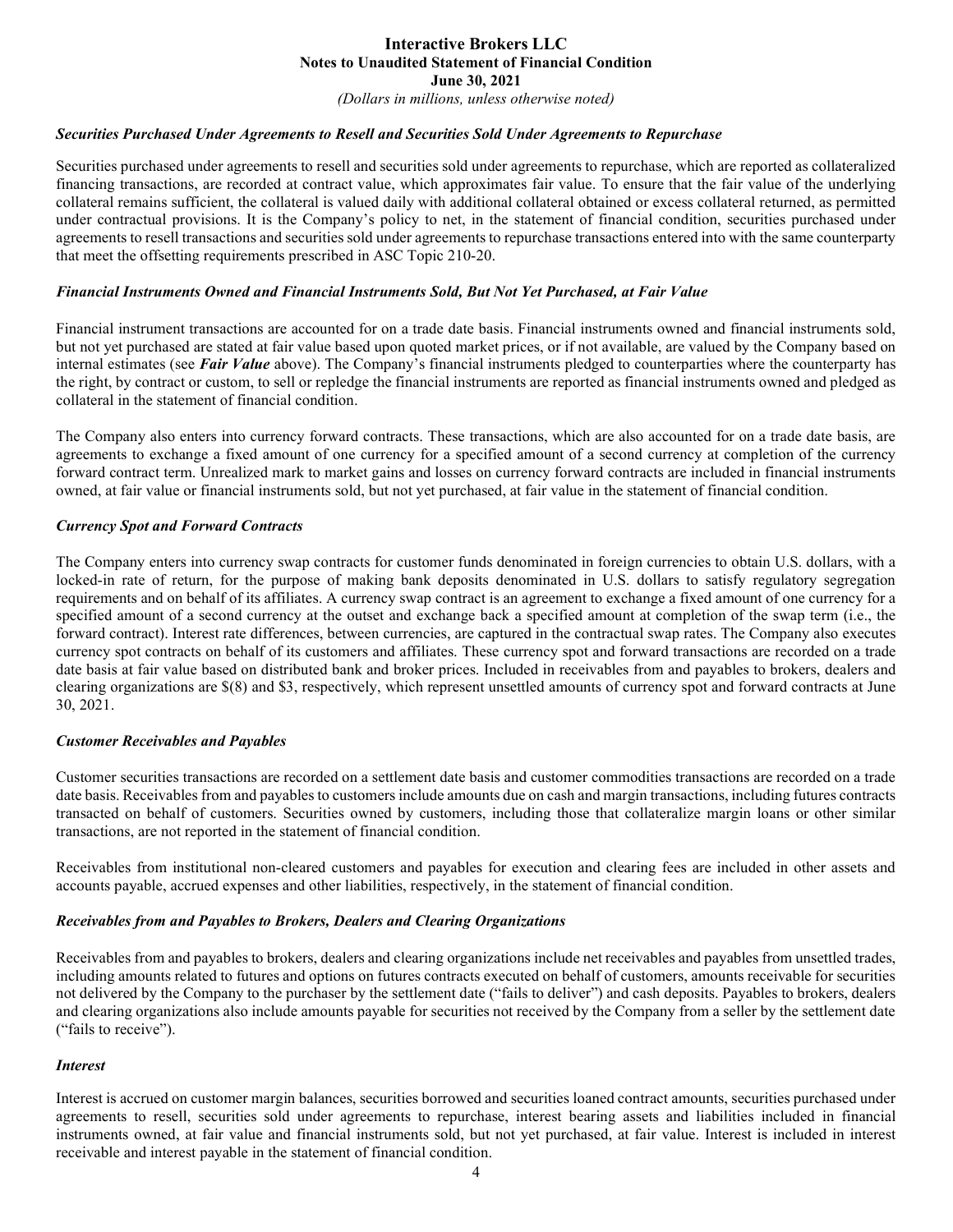#### *Securities Purchased Under Agreements to Resell and Securities Sold Under Agreements to Repurchase*

Securities purchased under agreements to resell and securities sold under agreements to repurchase, which are reported as collateralized financing transactions, are recorded at contract value, which approximates fair value. To ensure that the fair value of the underlying collateral remains sufficient, the collateral is valued daily with additional collateral obtained or excess collateral returned, as permitted under contractual provisions. It is the Company's policy to net, in the statement of financial condition, securities purchased under agreements to resell transactions and securities sold under agreements to repurchase transactions entered into with the same counterparty that meet the offsetting requirements prescribed in ASC Topic 210-20.

#### *Financial Instruments Owned and Financial Instruments Sold, But Not Yet Purchased, at Fair Value*

Financial instrument transactions are accounted for on a trade date basis. Financial instruments owned and financial instruments sold, but not yet purchased are stated at fair value based upon quoted market prices, or if not available, are valued by the Company based on internal estimates (see ***Fair Value*** above). The Company's financial instruments pledged to counterparties where the counterparty has the right, by contract or custom, to sell or repledge the financial instruments are reported as financial instruments owned and pledged as collateral in the statement of financial condition.

The Company also enters into currency forward contracts. These transactions, which are also accounted for on a trade date basis, are agreements to exchange a fixed amount of one currency for a specified amount of a second currency at completion of the currency forward contract term. Unrealized mark to market gains and losses on currency forward contracts are included in financial instruments owned, at fair value or financial instruments sold, but not yet purchased, at fair value in the statement of financial condition.

#### *Currency Spot and Forward Contracts*

The Company enters into currency swap contracts for customer funds denominated in foreign currencies to obtain U.S. dollars, with a locked-in rate of return, for the purpose of making bank deposits denominated in U.S. dollars to satisfy regulatory segregation requirements and on behalf of its affiliates. A currency swap contract is an agreement to exchange a fixed amount of one currency for a specified amount of a second currency at the outset and exchange back a specified amount at completion of the swap term (i.e., the forward contract). Interest rate differences, between currencies, are captured in the contractual swap rates. The Company also executes currency spot contracts on behalf of its customers and affiliates. These currency spot and forward transactions are recorded on a trade date basis at fair value based on distributed bank and broker prices. Included in receivables from and payables to brokers, dealers and clearing organizations are $(8) and $3, respectively, which represent unsettled amounts of currency spot and forward contracts at June 30, 2021.

#### *Customer Receivables and Payables*

Customer securities transactions are recorded on a settlement date basis and customer commodities transactions are recorded on a trade date basis. Receivables from and payables to customers include amounts due on cash and margin transactions, including futures contracts transacted on behalf of customers. Securities owned by customers, including those that collateralize margin loans or other similar transactions, are not reported in the statement of financial condition.

Receivables from institutional non-cleared customers and payables for execution and clearing fees are included in other assets and accounts payable, accrued expenses and other liabilities, respectively, in the statement of financial condition.

#### *Receivables from and Payables to Brokers, Dealers and Clearing Organizations*

Receivables from and payables to brokers, dealers and clearing organizations include net receivables and payables from unsettled trades, including amounts related to futures and options on futures contracts executed on behalf of customers, amounts receivable for securities not delivered by the Company to the purchaser by the settlement date ("fails to deliver") and cash deposits. Payables to brokers, dealers and clearing organizations also include amounts payable for securities not received by the Company from a seller by the settlement date ("fails to receive").

#### *Interest*

Interest is accrued on customer margin balances, securities borrowed and securities loaned contract amounts, securities purchased under agreements to resell, securities sold under agreements to repurchase, interest bearing assets and liabilities included in financial instruments owned, at fair value and financial instruments sold, but not yet purchased, at fair value. Interest is included in interest receivable and interest payable in the statement of financial condition.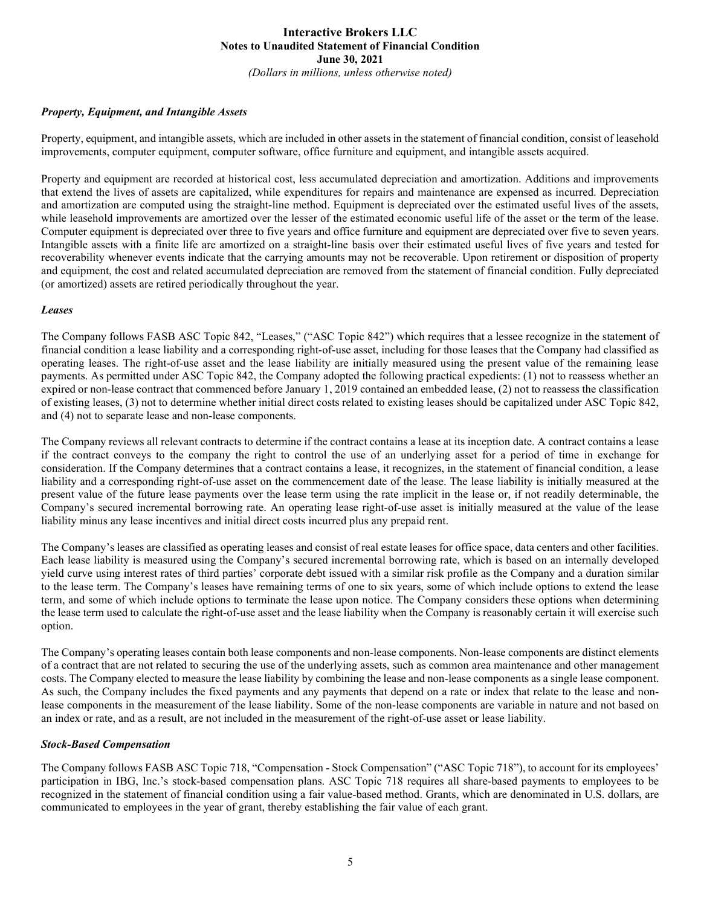### *Property, Equipment, and Intangible Assets*

Property, equipment, and intangible assets, which are included in other assets in the statement of financial condition, consist of leasehold improvements, computer equipment, computer software, office furniture and equipment, and intangible assets acquired.

Property and equipment are recorded at historical cost, less accumulated depreciation and amortization. Additions and improvements that extend the lives of assets are capitalized, while expenditures for repairs and maintenance are expensed as incurred. Depreciation and amortization are computed using the straight-line method. Equipment is depreciated over the estimated useful lives of the assets, while leasehold improvements are amortized over the lesser of the estimated economic useful life of the asset or the term of the lease. Computer equipment is depreciated over three to five years and office furniture and equipment are depreciated over five to seven years. Intangible assets with a finite life are amortized on a straight-line basis over their estimated useful lives of five years and tested for recoverability whenever events indicate that the carrying amounts may not be recoverable. Upon retirement or disposition of property and equipment, the cost and related accumulated depreciation are removed from the statement of financial condition. Fully depreciated (or amortized) assets are retired periodically throughout the year.

### *Leases*

The Company follows FASB ASC Topic 842, "Leases," ("ASC Topic 842") which requires that a lessee recognize in the statement of financial condition a lease liability and a corresponding right-of-use asset, including for those leases that the Company had classified as operating leases. The right-of-use asset and the lease liability are initially measured using the present value of the remaining lease payments. As permitted under ASC Topic 842, the Company adopted the following practical expedients: (1) not to reassess whether an expired or non-lease contract that commenced before January 1, 2019 contained an embedded lease, (2) not to reassess the classification of existing leases, (3) not to determine whether initial direct costs related to existing leases should be capitalized under ASC Topic 842, and (4) not to separate lease and non-lease components.

The Company reviews all relevant contracts to determine if the contract contains a lease at its inception date. A contract contains a lease if the contract conveys to the company the right to control the use of an underlying asset for a period of time in exchange for consideration. If the Company determines that a contract contains a lease, it recognizes, in the statement of financial condition, a lease liability and a corresponding right-of-use asset on the commencement date of the lease. The lease liability is initially measured at the present value of the future lease payments over the lease term using the rate implicit in the lease or, if not readily determinable, the Company's secured incremental borrowing rate. An operating lease right-of-use asset is initially measured at the value of the lease liability minus any lease incentives and initial direct costs incurred plus any prepaid rent.

The Company's leases are classified as operating leases and consist of real estate leases for office space, data centers and other facilities. Each lease liability is measured using the Company's secured incremental borrowing rate, which is based on an internally developed yield curve using interest rates of third parties' corporate debt issued with a similar risk profile as the Company and a duration similar to the lease term. The Company's leases have remaining terms of one to six years, some of which include options to extend the lease term, and some of which include options to terminate the lease upon notice. The Company considers these options when determining the lease term used to calculate the right-of-use asset and the lease liability when the Company is reasonably certain it will exercise such option.

The Company's operating leases contain both lease components and non-lease components. Non-lease components are distinct elements of a contract that are not related to securing the use of the underlying assets, such as common area maintenance and other management costs. The Company elected to measure the lease liability by combining the lease and non-lease components as a single lease component. As such, the Company includes the fixed payments and any payments that depend on a rate or index that relate to the lease and non-lease components in the measurement of the lease liability. Some of the non-lease components are variable in nature and not based on an index or rate, and as a result, are not included in the measurement of the right-of-use asset or lease liability.

### *Stock-Based Compensation*

The Company follows FASB ASC Topic 718, "Compensation - Stock Compensation" ("ASC Topic 718"), to account for its employees' participation in IBG, Inc.'s stock-based compensation plans. ASC Topic 718 requires all share-based payments to employees to be recognized in the statement of financial condition using a fair value-based method. Grants, which are denominated in U.S. dollars, are communicated to employees in the year of grant, thereby establishing the fair value of each grant.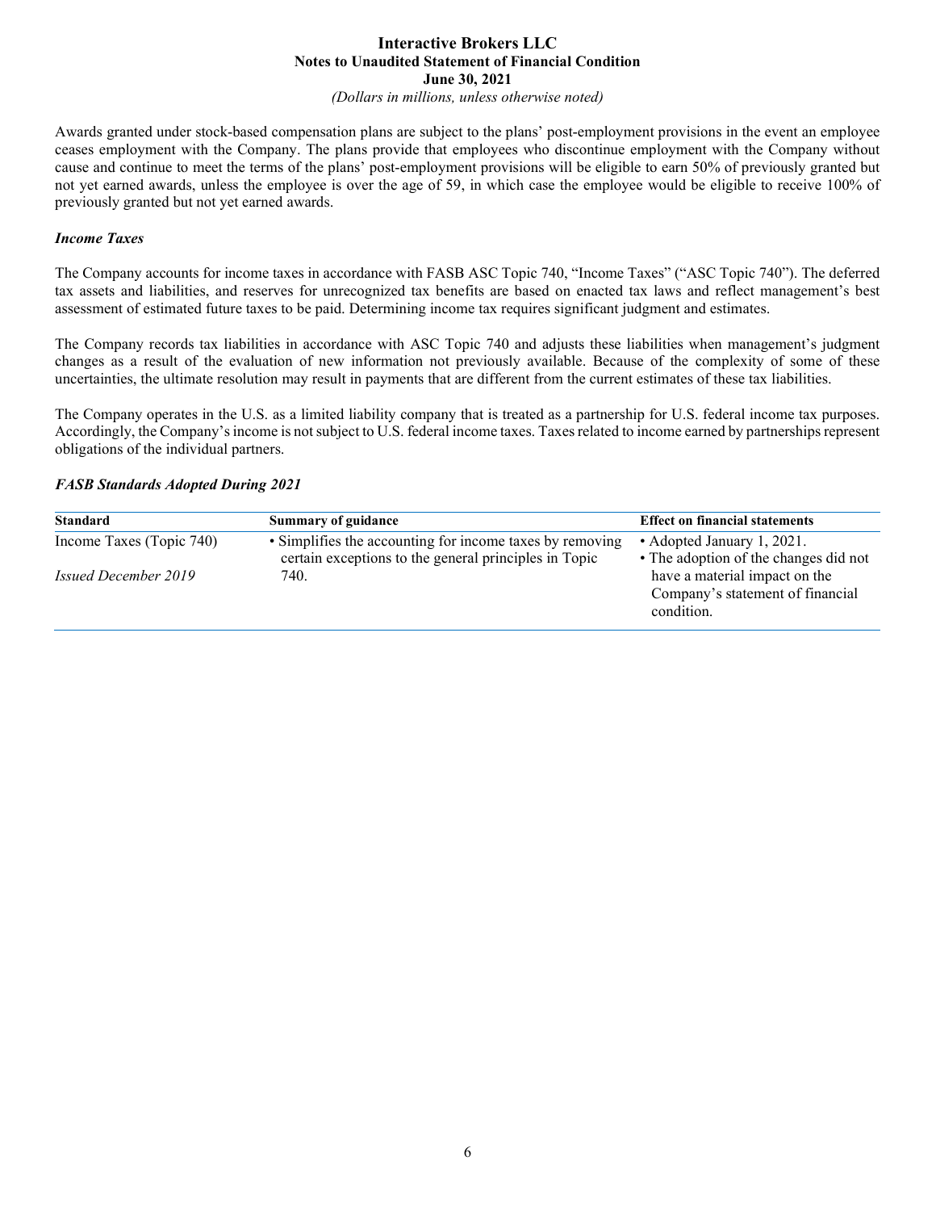Awards granted under stock-based compensation plans are subject to the plans' post-employment provisions in the event an employee ceases employment with the Company. The plans provide that employees who discontinue employment with the Company without cause and continue to meet the terms of the plans' post-employment provisions will be eligible to earn 50% of previously granted but not yet earned awards, unless the employee is over the age of 59, in which case the employee would be eligible to receive 100% of previously granted but not yet earned awards.

***Income Taxes***

The Company accounts for income taxes in accordance with FASB ASC Topic 740, "Income Taxes" ("ASC Topic 740"). The deferred tax assets and liabilities, and reserves for unrecognized tax benefits are based on enacted tax laws and reflect management's best assessment of estimated future taxes to be paid. Determining income tax requires significant judgment and estimates.

The Company records tax liabilities in accordance with ASC Topic 740 and adjusts these liabilities when management's judgment changes as a result of the evaluation of new information not previously available. Because of the complexity of some of these uncertainties, the ultimate resolution may result in payments that are different from the current estimates of these tax liabilities.

The Company operates in the U.S. as a limited liability company that is treated as a partnership for U.S. federal income tax purposes. Accordingly, the Company's income is not subject to U.S. federal income taxes. Taxes related to income earned by partnerships represent obligations of the individual partners.

***FASB Standards Adopted During 2021***

| **Standard** | **Summary of guidance** | **Effect on financial statements** |
|---|---|---|
| Income Taxes (Topic 740)<br><br>*Issued December 2019* | • Simplifies the accounting for income taxes by removing certain exceptions to the general principles in Topic 740. | • Adopted January 1, 2021.<br>• The adoption of the changes did not have a material impact on the Company's statement of financial condition. |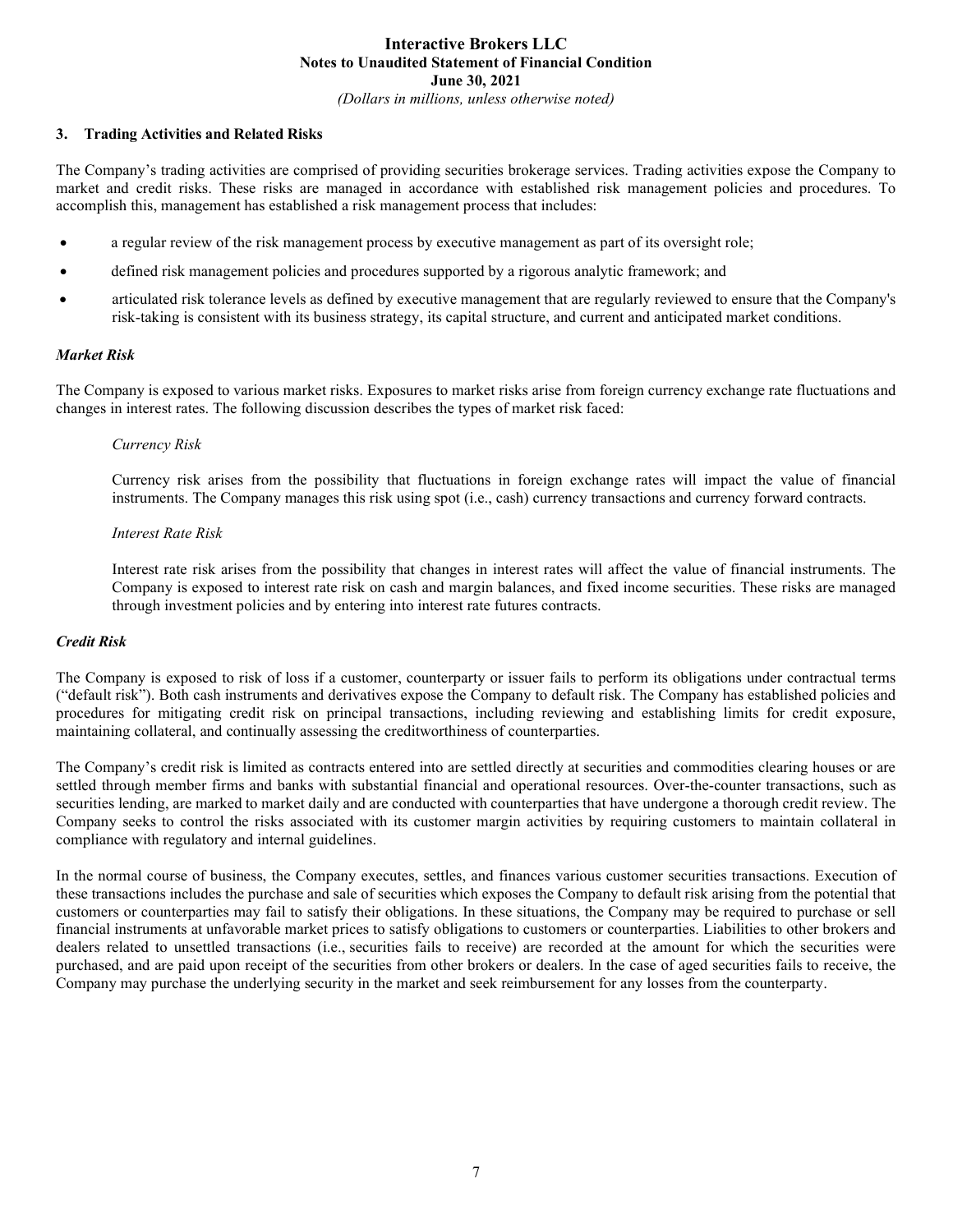## 3. Trading Activities and Related Risks

The Company's trading activities are comprised of providing securities brokerage services. Trading activities expose the Company to market and credit risks. These risks are managed in accordance with established risk management policies and procedures. To accomplish this, management has established a risk management process that includes:

- a regular review of the risk management process by executive management as part of its oversight role;
- defined risk management policies and procedures supported by a rigorous analytic framework; and
- articulated risk tolerance levels as defined by executive management that are regularly reviewed to ensure that the Company's risk-taking is consistent with its business strategy, its capital structure, and current and anticipated market conditions.

### *Market Risk*

The Company is exposed to various market risks. Exposures to market risks arise from foreign currency exchange rate fluctuations and changes in interest rates. The following discussion describes the types of market risk faced:

*Currency Risk*

Currency risk arises from the possibility that fluctuations in foreign exchange rates will impact the value of financial instruments. The Company manages this risk using spot (i.e., cash) currency transactions and currency forward contracts.

*Interest Rate Risk*

Interest rate risk arises from the possibility that changes in interest rates will affect the value of financial instruments. The Company is exposed to interest rate risk on cash and margin balances, and fixed income securities. These risks are managed through investment policies and by entering into interest rate futures contracts.

### *Credit Risk*

The Company is exposed to risk of loss if a customer, counterparty or issuer fails to perform its obligations under contractual terms ("default risk"). Both cash instruments and derivatives expose the Company to default risk. The Company has established policies and procedures for mitigating credit risk on principal transactions, including reviewing and establishing limits for credit exposure, maintaining collateral, and continually assessing the creditworthiness of counterparties.

The Company's credit risk is limited as contracts entered into are settled directly at securities and commodities clearing houses or are settled through member firms and banks with substantial financial and operational resources. Over-the-counter transactions, such as securities lending, are marked to market daily and are conducted with counterparties that have undergone a thorough credit review. The Company seeks to control the risks associated with its customer margin activities by requiring customers to maintain collateral in compliance with regulatory and internal guidelines.

In the normal course of business, the Company executes, settles, and finances various customer securities transactions. Execution of these transactions includes the purchase and sale of securities which exposes the Company to default risk arising from the potential that customers or counterparties may fail to satisfy their obligations. In these situations, the Company may be required to purchase or sell financial instruments at unfavorable market prices to satisfy obligations to customers or counterparties. Liabilities to other brokers and dealers related to unsettled transactions (i.e., securities fails to receive) are recorded at the amount for which the securities were purchased, and are paid upon receipt of the securities from other brokers or dealers. In the case of aged securities fails to receive, the Company may purchase the underlying security in the market and seek reimbursement for any losses from the counterparty.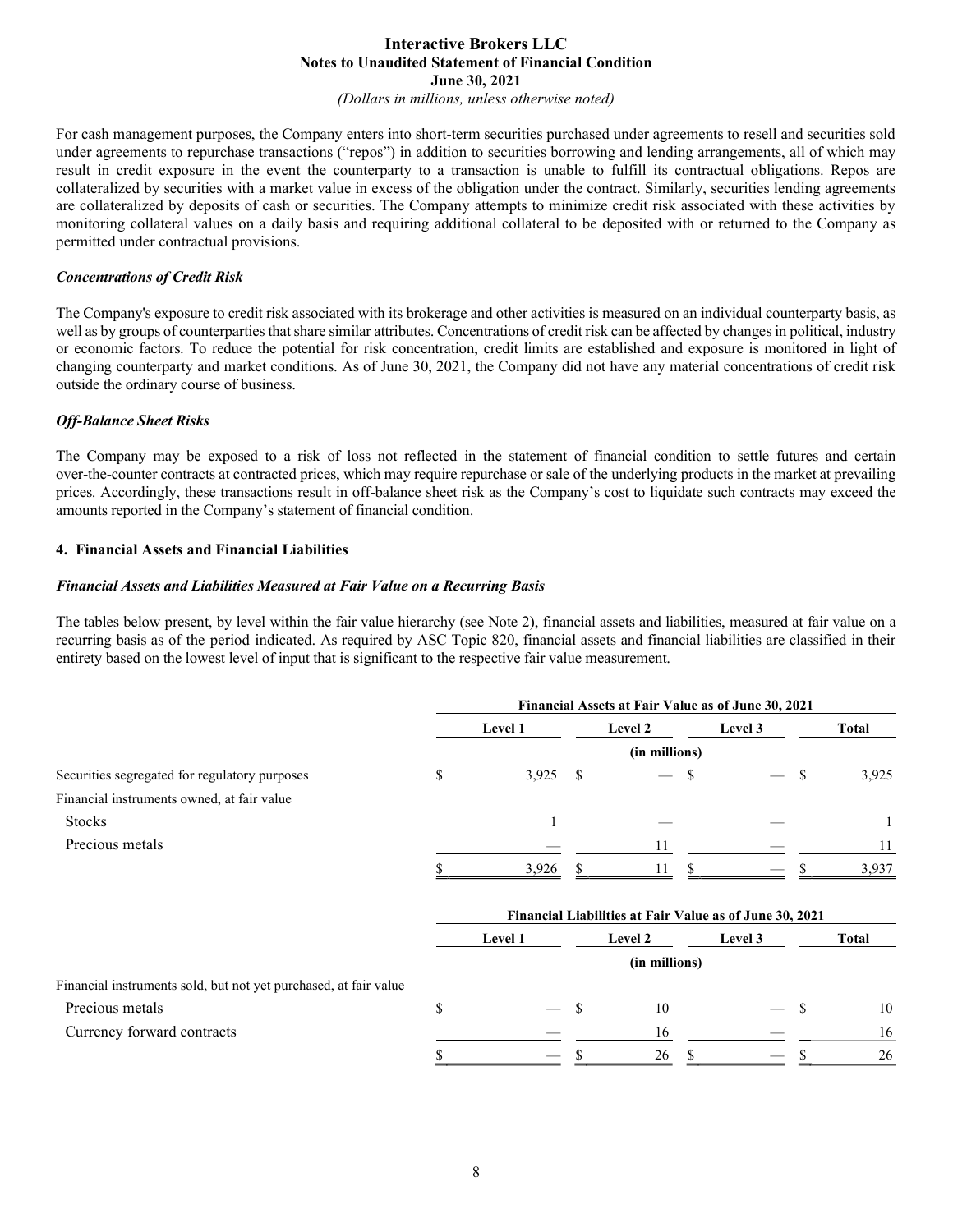For cash management purposes, the Company enters into short-term securities purchased under agreements to resell and securities sold under agreements to repurchase transactions ("repos") in addition to securities borrowing and lending arrangements, all of which may result in credit exposure in the event the counterparty to a transaction is unable to fulfill its contractual obligations. Repos are collateralized by securities with a market value in excess of the obligation under the contract. Similarly, securities lending agreements are collateralized by deposits of cash or securities. The Company attempts to minimize credit risk associated with these activities by monitoring collateral values on a daily basis and requiring additional collateral to be deposited with or returned to the Company as permitted under contractual provisions.

***Concentrations of Credit Risk***

The Company's exposure to credit risk associated with its brokerage and other activities is measured on an individual counterparty basis, as well as by groups of counterparties that share similar attributes. Concentrations of credit risk can be affected by changes in political, industry or economic factors. To reduce the potential for risk concentration, credit limits are established and exposure is monitored in light of changing counterparty and market conditions. As of June 30, 2021, the Company did not have any material concentrations of credit risk outside the ordinary course of business.

***Off-Balance Sheet Risks***

The Company may be exposed to a risk of loss not reflected in the statement of financial condition to settle futures and certain over-the-counter contracts at contracted prices, which may require repurchase or sale of the underlying products in the market at prevailing prices. Accordingly, these transactions result in off-balance sheet risk as the Company's cost to liquidate such contracts may exceed the amounts reported in the Company's statement of financial condition.

## 4. Financial Assets and Financial Liabilities

***Financial Assets and Liabilities Measured at Fair Value on a Recurring Basis***

The tables below present, by level within the fair value hierarchy (see Note 2), financial assets and liabilities, measured at fair value on a recurring basis as of the period indicated. As required by ASC Topic 820, financial assets and financial liabilities are classified in their entirety based on the lowest level of input that is significant to the respective fair value measurement.

| | Financial Assets at Fair Value as of June 30, 2021 | | | |
|---|---|---|---|---|
| | Level 1 | Level 2 | Level 3 | Total |
| | (in millions) | | | |
| Securities segregated for regulatory purposes | $ 3,925 | $ — | $ — | $ 3,925 |
| Financial instruments owned, at fair value | | | | |
| Stocks | 1 | — | — | 1 |
| Precious metals | — | 11 | — | 11 |
| | $ 3,926 | $ 11 | $ — | $ 3,937 |

| | Financial Liabilities at Fair Value as of June 30, 2021 | | | |
|---|---|---|---|---|
| | Level 1 | Level 2 | Level 3 | Total |
| | (in millions) | | | |
| Financial instruments sold, but not yet purchased, at fair value | | | | |
| Precious metals | $ — | $ 10 | — | $ 10 |
| Currency forward contracts | — | 16 | — | 16 |
| | $ — | $ 26 | $ — | $ 26 |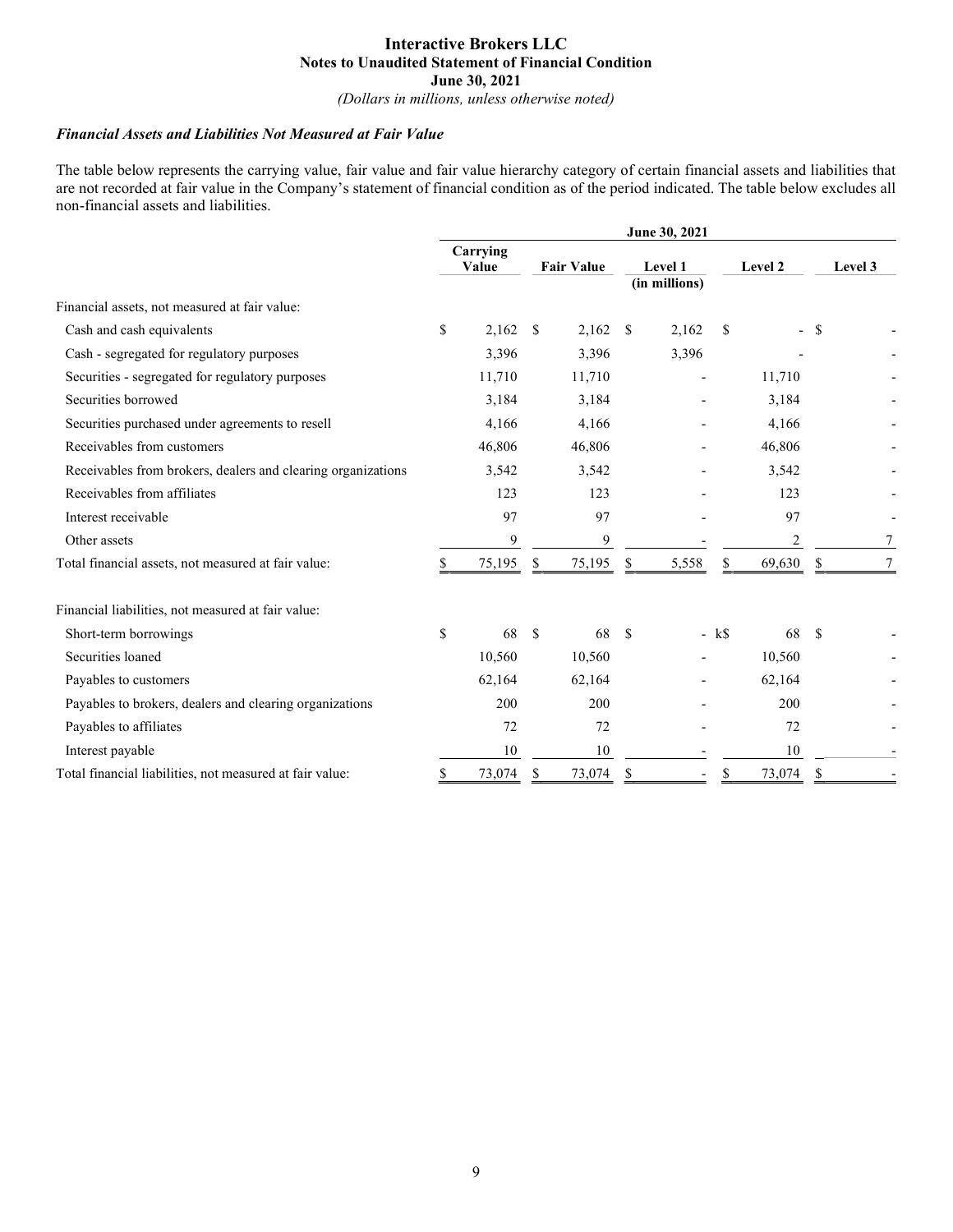### *Financial Assets and Liabilities Not Measured at Fair Value*

The table below represents the carrying value, fair value and fair value hierarchy category of certain financial assets and liabilities that are not recorded at fair value in the Company's statement of financial condition as of the period indicated. The table below excludes all non-financial assets and liabilities.

| | June 30, 2021 | | | | |
|---|---|---|---|---|---|
| | Carrying Value | Fair Value | Level 1 (in millions) | Level 2 | Level 3 |
| Financial assets, not measured at fair value: | | | | | |
| Cash and cash equivalents | $ 2,162 | $ 2,162 | $ 2,162 | $ - | $ - |
| Cash - segregated for regulatory purposes | 3,396 | 3,396 | 3,396 | - | - |
| Securities - segregated for regulatory purposes | 11,710 | 11,710 | - | 11,710 | - |
| Securities borrowed | 3,184 | 3,184 | - | 3,184 | - |
| Securities purchased under agreements to resell | 4,166 | 4,166 | - | 4,166 | - |
| Receivables from customers | 46,806 | 46,806 | - | 46,806 | - |
| Receivables from brokers, dealers and clearing organizations | 3,542 | 3,542 | - | 3,542 | - |
| Receivables from affiliates | 123 | 123 | - | 123 | - |
| Interest receivable | 97 | 97 | - | 97 | - |
| Other assets | 9 | 9 | - | 2 | 7 |
| Total financial assets, not measured at fair value: | $ 75,195 | $ 75,195 | $ 5,558 | $ 69,630 | $ 7 |
| | | | | | |
| Financial liabilities, not measured at fair value: | | | | | |
| Short-term borrowings | $ 68 | $ 68 | $ - | k$ 68 | $ - |
| Securities loaned | 10,560 | 10,560 | - | 10,560 | - |
| Payables to customers | 62,164 | 62,164 | - | 62,164 | - |
| Payables to brokers, dealers and clearing organizations | 200 | 200 | - | 200 | - |
| Payables to affiliates | 72 | 72 | - | 72 | - |
| Interest payable | 10 | 10 | - | 10 | - |
| Total financial liabilities, not measured at fair value: | $ 73,074 | $ 73,074 | $ - | $ 73,074 | $ - |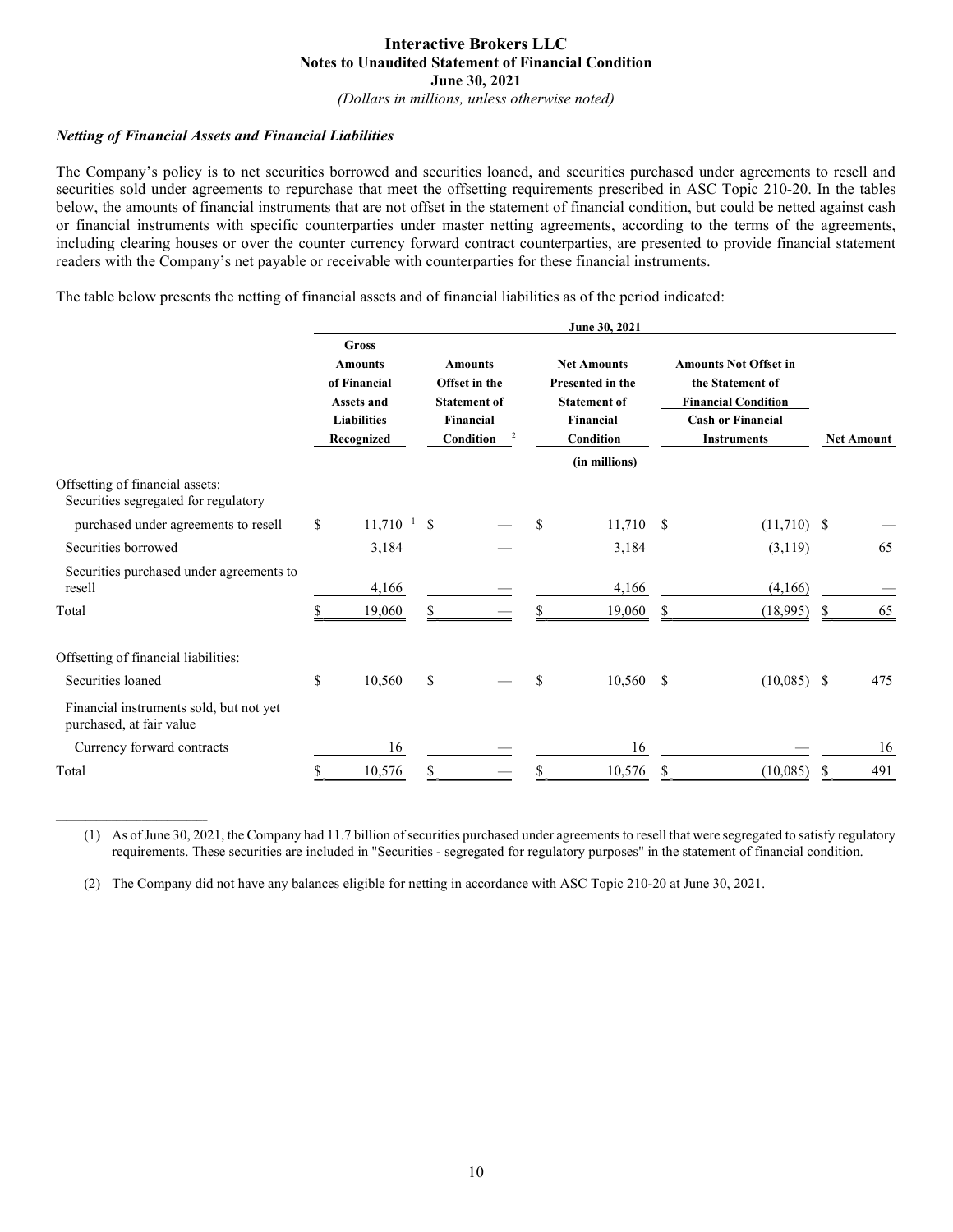### *Netting of Financial Assets and Financial Liabilities*

The Company's policy is to net securities borrowed and securities loaned, and securities purchased under agreements to resell and securities sold under agreements to repurchase that meet the offsetting requirements prescribed in ASC Topic 210-20. In the tables below, the amounts of financial instruments that are not offset in the statement of financial condition, but could be netted against cash or financial instruments with specific counterparties under master netting agreements, according to the terms of the agreements, including clearing houses or over the counter currency forward contract counterparties, are presented to provide financial statement readers with the Company's net payable or receivable with counterparties for these financial instruments.

The table below presents the netting of financial assets and of financial liabilities as of the period indicated:

| | June 30, 2021 | | | | |
|---|---|---|---|---|---|
| | Gross Amounts of Financial Assets and Liabilities Recognized | Amounts Offset in the Statement of Financial Condition [2] | Net Amounts Presented in the Statement of Financial Condition | Amounts Not Offset in the Statement of Financial Condition<br>Cash or Financial Instruments | Net Amount |
| | | | (in millions) | | |
| Offsetting of financial assets: | | | | | |
| Securities segregated for regulatory purchased under agreements to resell | $ 11,710 [1] | $ — | $ 11,710 | $ (11,710) | $ — |
| Securities borrowed | 3,184 | — | 3,184 | (3,119) | 65 |
| Securities purchased under agreements to resell | 4,166 | — | 4,166 | (4,166) | — |
| Total | $ 19,060 | $ — | $ 19,060 | $ (18,995) | $ 65 |
| Offsetting of financial liabilities: | | | | | |
| Securities loaned | $ 10,560 | $ — | $ 10,560 | $ (10,085) | $ 475 |
| Financial instruments sold, but not yet purchased, at fair value | | | | | |
| Currency forward contracts | 16 | — | 16 | — | 16 |
| Total | $ 10,576 | $ — | $ 10,576 | $ (10,085) | $ 491 |

(1) As of June 30, 2021, the Company had 11.7 billion of securities purchased under agreements to resell that were segregated to satisfy regulatory requirements. These securities are included in "Securities - segregated for regulatory purposes" in the statement of financial condition.

(2) The Company did not have any balances eligible for netting in accordance with ASC Topic 210-20 at June 30, 2021.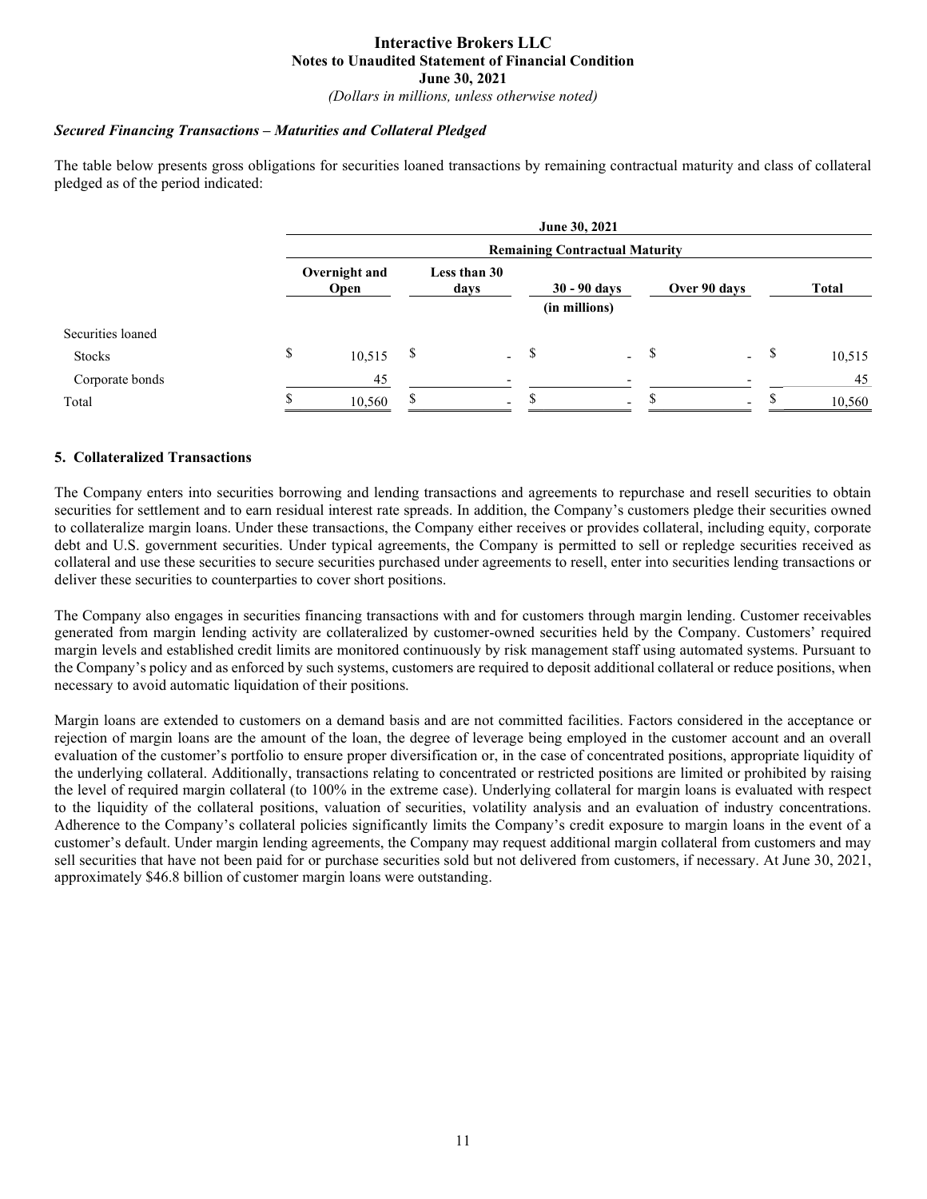### *Secured Financing Transactions – Maturities and Collateral Pledged*

The table below presents gross obligations for securities loaned transactions by remaining contractual maturity and class of collateral pledged as of the period indicated:

| | June 30, 2021 | | | | |
|---|---|---|---|---|---|
| | Remaining Contractual Maturity | | | | |
| | Overnight and Open | Less than 30 days | 30 - 90 days | Over 90 days | Total |
| | | | (in millions) | | |
| Securities loaned | | | | | |
| Stocks | $ 10,515 | $ - | $ - | $ - | $ 10,515 |
| Corporate bonds | 45 | - | - | - | 45 |
| Total | $ 10,560 | $ - | $ - | $ - | $ 10,560 |

## 5. Collateralized Transactions

The Company enters into securities borrowing and lending transactions and agreements to repurchase and resell securities to obtain securities for settlement and to earn residual interest rate spreads. In addition, the Company's customers pledge their securities owned to collateralize margin loans. Under these transactions, the Company either receives or provides collateral, including equity, corporate debt and U.S. government securities. Under typical agreements, the Company is permitted to sell or repledge securities received as collateral and use these securities to secure securities purchased under agreements to resell, enter into securities lending transactions or deliver these securities to counterparties to cover short positions.

The Company also engages in securities financing transactions with and for customers through margin lending. Customer receivables generated from margin lending activity are collateralized by customer-owned securities held by the Company. Customers' required margin levels and established credit limits are monitored continuously by risk management staff using automated systems. Pursuant to the Company's policy and as enforced by such systems, customers are required to deposit additional collateral or reduce positions, when necessary to avoid automatic liquidation of their positions.

Margin loans are extended to customers on a demand basis and are not committed facilities. Factors considered in the acceptance or rejection of margin loans are the amount of the loan, the degree of leverage being employed in the customer account and an overall evaluation of the customer's portfolio to ensure proper diversification or, in the case of concentrated positions, appropriate liquidity of the underlying collateral. Additionally, transactions relating to concentrated or restricted positions are limited or prohibited by raising the level of required margin collateral (to 100% in the extreme case). Underlying collateral for margin loans is evaluated with respect to the liquidity of the collateral positions, valuation of securities, volatility analysis and an evaluation of industry concentrations. Adherence to the Company's collateral policies significantly limits the Company's credit exposure to margin loans in the event of a customer's default. Under margin lending agreements, the Company may request additional margin collateral from customers and may sell securities that have not been paid for or purchase securities sold but not delivered from customers, if necessary. At June 30, 2021, approximately $46.8 billion of customer margin loans were outstanding.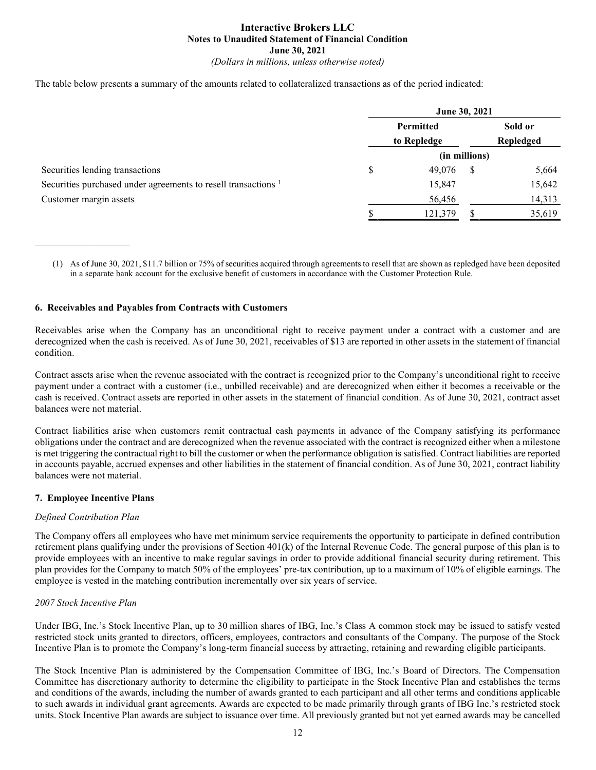The table below presents a summary of the amounts related to collateralized transactions as of the period indicated:

| | June 30, 2021 | |
|---|---|---|
| | Permitted to Repledge | Sold or Repledged |
| | (in millions) | |
| Securities lending transactions | $ 49,076 | $ 5,664 |
| Securities purchased under agreements to resell transactions [1] | 15,847 | 15,642 |
| Customer margin assets | 56,456 | 14,313 |
| | $ 121,379 | $ 35,619 |

(1) As of June 30, 2021, $11.7 billion or 75% of securities acquired through agreements to resell that are shown as repledged have been deposited in a separate bank account for the exclusive benefit of customers in accordance with the Customer Protection Rule.

## 6. Receivables and Payables from Contracts with Customers

Receivables arise when the Company has an unconditional right to receive payment under a contract with a customer and are derecognized when the cash is received. As of June 30, 2021, receivables of $13 are reported in other assets in the statement of financial condition.

Contract assets arise when the revenue associated with the contract is recognized prior to the Company's unconditional right to receive payment under a contract with a customer (i.e., unbilled receivable) and are derecognized when either it becomes a receivable or the cash is received. Contract assets are reported in other assets in the statement of financial condition. As of June 30, 2021, contract asset balances were not material.

Contract liabilities arise when customers remit contractual cash payments in advance of the Company satisfying its performance obligations under the contract and are derecognized when the revenue associated with the contract is recognized either when a milestone is met triggering the contractual right to bill the customer or when the performance obligation is satisfied. Contract liabilities are reported in accounts payable, accrued expenses and other liabilities in the statement of financial condition. As of June 30, 2021, contract liability balances were not material.

## 7. Employee Incentive Plans

*Defined Contribution Plan*

The Company offers all employees who have met minimum service requirements the opportunity to participate in defined contribution retirement plans qualifying under the provisions of Section 401(k) of the Internal Revenue Code. The general purpose of this plan is to provide employees with an incentive to make regular savings in order to provide additional financial security during retirement. This plan provides for the Company to match 50% of the employees' pre-tax contribution, up to a maximum of 10% of eligible earnings. The employee is vested in the matching contribution incrementally over six years of service.

*2007 Stock Incentive Plan*

Under IBG, Inc.'s Stock Incentive Plan, up to 30 million shares of IBG, Inc.'s Class A common stock may be issued to satisfy vested restricted stock units granted to directors, officers, employees, contractors and consultants of the Company. The purpose of the Stock Incentive Plan is to promote the Company's long-term financial success by attracting, retaining and rewarding eligible participants.

The Stock Incentive Plan is administered by the Compensation Committee of IBG, Inc.'s Board of Directors. The Compensation Committee has discretionary authority to determine the eligibility to participate in the Stock Incentive Plan and establishes the terms and conditions of the awards, including the number of awards granted to each participant and all other terms and conditions applicable to such awards in individual grant agreements. Awards are expected to be made primarily through grants of IBG Inc.'s restricted stock units. Stock Incentive Plan awards are subject to issuance over time. All previously granted but not yet earned awards may be cancelled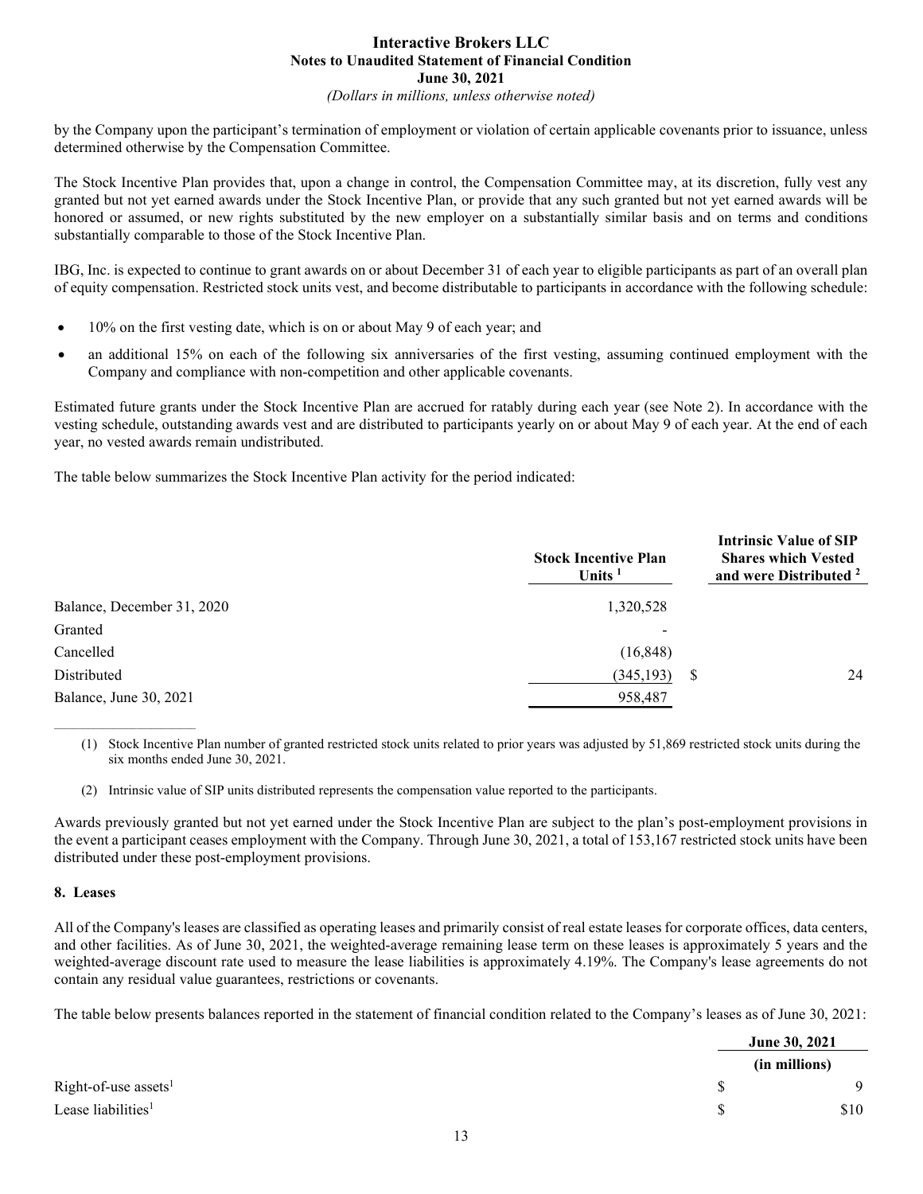by the Company upon the participant's termination of employment or violation of certain applicable covenants prior to issuance, unless determined otherwise by the Compensation Committee.

The Stock Incentive Plan provides that, upon a change in control, the Compensation Committee may, at its discretion, fully vest any granted but not yet earned awards under the Stock Incentive Plan, or provide that any such granted but not yet earned awards will be honored or assumed, or new rights substituted by the new employer on a substantially similar basis and on terms and conditions substantially comparable to those of the Stock Incentive Plan.

IBG, Inc. is expected to continue to grant awards on or about December 31 of each year to eligible participants as part of an overall plan of equity compensation. Restricted stock units vest, and become distributable to participants in accordance with the following schedule:

- 10% on the first vesting date, which is on or about May 9 of each year; and
- an additional 15% on each of the following six anniversaries of the first vesting, assuming continued employment with the Company and compliance with non-competition and other applicable covenants.

Estimated future grants under the Stock Incentive Plan are accrued for ratably during each year (see Note 2). In accordance with the vesting schedule, outstanding awards vest and are distributed to participants yearly on or about May 9 of each year. At the end of each year, no vested awards remain undistributed.

The table below summarizes the Stock Incentive Plan activity for the period indicated:

| | Stock Incentive Plan Units [1] | Intrinsic Value of SIP Shares which Vested and were Distributed [2] |
|---|---|---|
| Balance, December 31, 2020 | 1,320,528 | |
| Granted | - | |
| Cancelled | (16,848) | |
| Distributed | (345,193) | $ 24 |
| Balance, June 30, 2021 | 958,487 | |

(1) Stock Incentive Plan number of granted restricted stock units related to prior years was adjusted by 51,869 restricted stock units during the six months ended June 30, 2021.

(2) Intrinsic value of SIP units distributed represents the compensation value reported to the participants.

Awards previously granted but not yet earned under the Stock Incentive Plan are subject to the plan's post-employment provisions in the event a participant ceases employment with the Company. Through June 30, 2021, a total of 153,167 restricted stock units have been distributed under these post-employment provisions.

**8. Leases**

All of the Company's leases are classified as operating leases and primarily consist of real estate leases for corporate offices, data centers, and other facilities. As of June 30, 2021, the weighted-average remaining lease term on these leases is approximately 5 years and the weighted-average discount rate used to measure the lease liabilities is approximately 4.19%. The Company's lease agreements do not contain any residual value guarantees, restrictions or covenants.

The table below presents balances reported in the statement of financial condition related to the Company's leases as of June 30, 2021:

| | June 30, 2021 (in millions) |
|---|---|
| Right-of-use assets[1] | $ 9 |
| Lease liabilities[1] | $ $10 |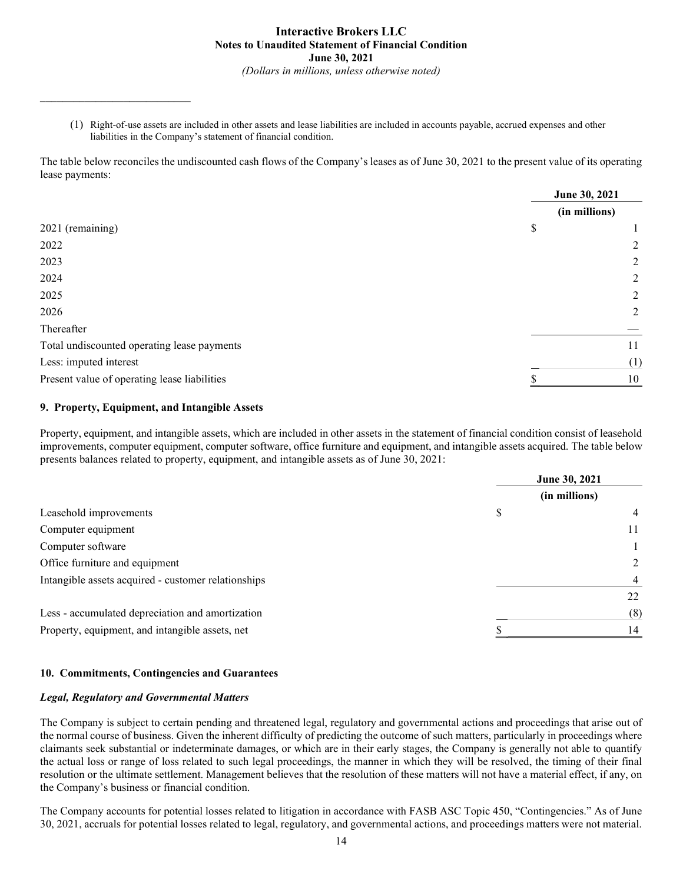(1) Right-of-use assets are included in other assets and lease liabilities are included in accounts payable, accrued expenses and other liabilities in the Company's statement of financial condition.

The table below reconciles the undiscounted cash flows of the Company's leases as of June 30, 2021 to the present value of its operating lease payments:

| | June 30, 2021 (in millions) |
|---|---|
| 2021 (remaining) | $ 1 |
| 2022 | 2 |
| 2023 | 2 |
| 2024 | 2 |
| 2025 | 2 |
| 2026 | 2 |
| Thereafter | — |
| Total undiscounted operating lease payments | 11 |
| Less: imputed interest | (1) |
| Present value of operating lease liabilities | $ 10 |

## 9. Property, Equipment, and Intangible Assets

Property, equipment, and intangible assets, which are included in other assets in the statement of financial condition consist of leasehold improvements, computer equipment, computer software, office furniture and equipment, and intangible assets acquired. The table below presents balances related to property, equipment, and intangible assets as of June 30, 2021:

| | June 30, 2021 (in millions) |
|---|---|
| Leasehold improvements | $ 4 |
| Computer equipment | 11 |
| Computer software | 1 |
| Office furniture and equipment | 2 |
| Intangible assets acquired - customer relationships | 4 |
| | 22 |
| Less - accumulated depreciation and amortization | (8) |
| Property, equipment, and intangible assets, net | $ 14 |

## 10. Commitments, Contingencies and Guarantees

### *Legal, Regulatory and Governmental Matters*

The Company is subject to certain pending and threatened legal, regulatory and governmental actions and proceedings that arise out of the normal course of business. Given the inherent difficulty of predicting the outcome of such matters, particularly in proceedings where claimants seek substantial or indeterminate damages, or which are in their early stages, the Company is generally not able to quantify the actual loss or range of loss related to such legal proceedings, the manner in which they will be resolved, the timing of their final resolution or the ultimate settlement. Management believes that the resolution of these matters will not have a material effect, if any, on the Company's business or financial condition.

The Company accounts for potential losses related to litigation in accordance with FASB ASC Topic 450, "Contingencies." As of June 30, 2021, accruals for potential losses related to legal, regulatory, and governmental actions, and proceedings matters were not material.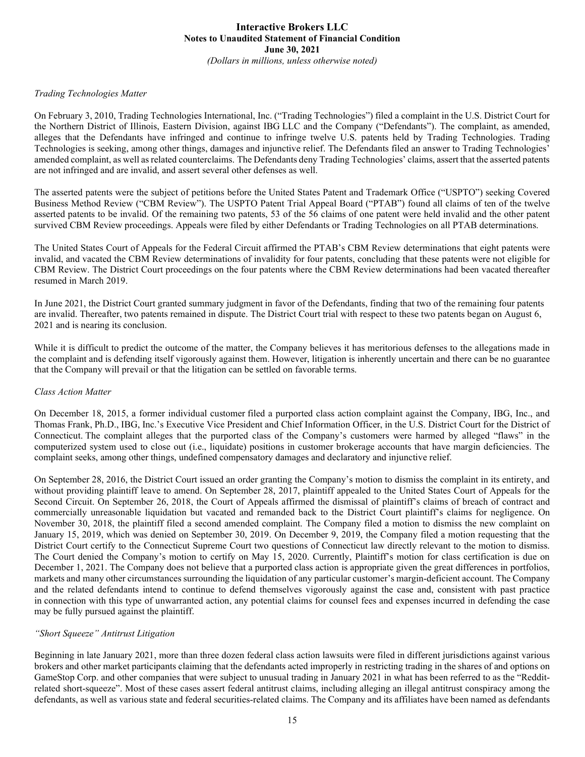*Trading Technologies Matter*

On February 3, 2010, Trading Technologies International, Inc. ("Trading Technologies") filed a complaint in the U.S. District Court for the Northern District of Illinois, Eastern Division, against IBG LLC and the Company ("Defendants"). The complaint, as amended, alleges that the Defendants have infringed and continue to infringe twelve U.S. patents held by Trading Technologies. Trading Technologies is seeking, among other things, damages and injunctive relief. The Defendants filed an answer to Trading Technologies' amended complaint, as well as related counterclaims. The Defendants deny Trading Technologies' claims, assert that the asserted patents are not infringed and are invalid, and assert several other defenses as well.

The asserted patents were the subject of petitions before the United States Patent and Trademark Office ("USPTO") seeking Covered Business Method Review ("CBM Review"). The USPTO Patent Trial Appeal Board ("PTAB") found all claims of ten of the twelve asserted patents to be invalid. Of the remaining two patents, 53 of the 56 claims of one patent were held invalid and the other patent survived CBM Review proceedings. Appeals were filed by either Defendants or Trading Technologies on all PTAB determinations.

The United States Court of Appeals for the Federal Circuit affirmed the PTAB's CBM Review determinations that eight patents were invalid, and vacated the CBM Review determinations of invalidity for four patents, concluding that these patents were not eligible for CBM Review. The District Court proceedings on the four patents where the CBM Review determinations had been vacated thereafter resumed in March 2019.

In June 2021, the District Court granted summary judgment in favor of the Defendants, finding that two of the remaining four patents are invalid. Thereafter, two patents remained in dispute. The District Court trial with respect to these two patents began on August 6, 2021 and is nearing its conclusion.

While it is difficult to predict the outcome of the matter, the Company believes it has meritorious defenses to the allegations made in the complaint and is defending itself vigorously against them. However, litigation is inherently uncertain and there can be no guarantee that the Company will prevail or that the litigation can be settled on favorable terms.

*Class Action Matter*

On December 18, 2015, a former individual customer filed a purported class action complaint against the Company, IBG, Inc., and Thomas Frank, Ph.D., IBG, Inc.'s Executive Vice President and Chief Information Officer, in the U.S. District Court for the District of Connecticut. The complaint alleges that the purported class of the Company's customers were harmed by alleged "flaws" in the computerized system used to close out (i.e., liquidate) positions in customer brokerage accounts that have margin deficiencies. The complaint seeks, among other things, undefined compensatory damages and declaratory and injunctive relief.

On September 28, 2016, the District Court issued an order granting the Company's motion to dismiss the complaint in its entirety, and without providing plaintiff leave to amend. On September 28, 2017, plaintiff appealed to the United States Court of Appeals for the Second Circuit. On September 26, 2018, the Court of Appeals affirmed the dismissal of plaintiff's claims of breach of contract and commercially unreasonable liquidation but vacated and remanded back to the District Court plaintiff's claims for negligence. On November 30, 2018, the plaintiff filed a second amended complaint. The Company filed a motion to dismiss the new complaint on January 15, 2019, which was denied on September 30, 2019. On December 9, 2019, the Company filed a motion requesting that the District Court certify to the Connecticut Supreme Court two questions of Connecticut law directly relevant to the motion to dismiss. The Court denied the Company's motion to certify on May 15, 2020. Currently, Plaintiff's motion for class certification is due on December 1, 2021. The Company does not believe that a purported class action is appropriate given the great differences in portfolios, markets and many other circumstances surrounding the liquidation of any particular customer's margin-deficient account. The Company and the related defendants intend to continue to defend themselves vigorously against the case and, consistent with past practice in connection with this type of unwarranted action, any potential claims for counsel fees and expenses incurred in defending the case may be fully pursued against the plaintiff.

*"Short Squeeze" Antitrust Litigation*

Beginning in late January 2021, more than three dozen federal class action lawsuits were filed in different jurisdictions against various brokers and other market participants claiming that the defendants acted improperly in restricting trading in the shares of and options on GameStop Corp. and other companies that were subject to unusual trading in January 2021 in what has been referred to as the "Reddit-related short-squeeze". Most of these cases assert federal antitrust claims, including alleging an illegal antitrust conspiracy among the defendants, as well as various state and federal securities-related claims. The Company and its affiliates have been named as defendants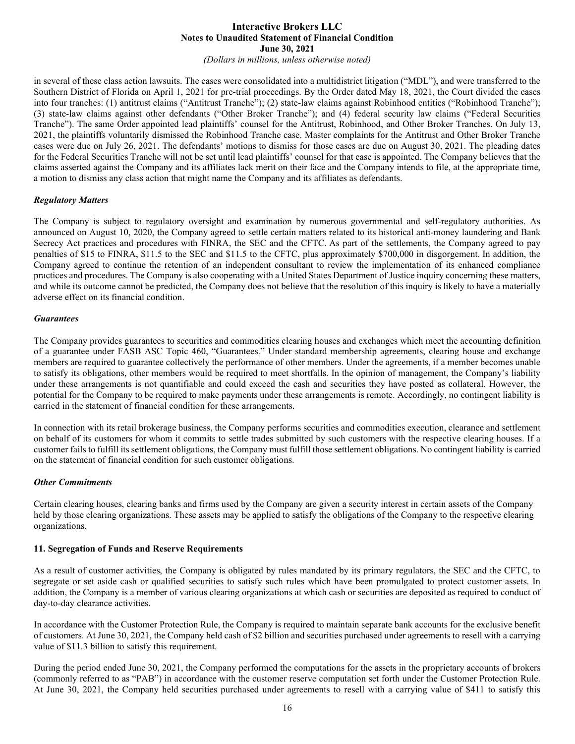in several of these class action lawsuits. The cases were consolidated into a multidistrict litigation ("MDL"), and were transferred to the Southern District of Florida on April 1, 2021 for pre-trial proceedings. By the Order dated May 18, 2021, the Court divided the cases into four tranches: (1) antitrust claims ("Antitrust Tranche"); (2) state-law claims against Robinhood entities ("Robinhood Tranche"); (3) state-law claims against other defendants ("Other Broker Tranche"); and (4) federal security law claims ("Federal Securities Tranche"). The same Order appointed lead plaintiffs' counsel for the Antitrust, Robinhood, and Other Broker Tranches. On July 13, 2021, the plaintiffs voluntarily dismissed the Robinhood Tranche case. Master complaints for the Antitrust and Other Broker Tranche cases were due on July 26, 2021. The defendants' motions to dismiss for those cases are due on August 30, 2021. The pleading dates for the Federal Securities Tranche will not be set until lead plaintiffs' counsel for that case is appointed. The Company believes that the claims asserted against the Company and its affiliates lack merit on their face and the Company intends to file, at the appropriate time, a motion to dismiss any class action that might name the Company and its affiliates as defendants.

***Regulatory Matters***

The Company is subject to regulatory oversight and examination by numerous governmental and self-regulatory authorities. As announced on August 10, 2020, the Company agreed to settle certain matters related to its historical anti-money laundering and Bank Secrecy Act practices and procedures with FINRA, the SEC and the CFTC. As part of the settlements, the Company agreed to pay penalties of $15 to FINRA, $11.5 to the SEC and $11.5 to the CFTC, plus approximately $700,000 in disgorgement. In addition, the Company agreed to continue the retention of an independent consultant to review the implementation of its enhanced compliance practices and procedures. The Company is also cooperating with a United States Department of Justice inquiry concerning these matters, and while its outcome cannot be predicted, the Company does not believe that the resolution of this inquiry is likely to have a materially adverse effect on its financial condition.

***Guarantees***

The Company provides guarantees to securities and commodities clearing houses and exchanges which meet the accounting definition of a guarantee under FASB ASC Topic 460, "Guarantees." Under standard membership agreements, clearing house and exchange members are required to guarantee collectively the performance of other members. Under the agreements, if a member becomes unable to satisfy its obligations, other members would be required to meet shortfalls. In the opinion of management, the Company's liability under these arrangements is not quantifiable and could exceed the cash and securities they have posted as collateral. However, the potential for the Company to be required to make payments under these arrangements is remote. Accordingly, no contingent liability is carried in the statement of financial condition for these arrangements.

In connection with its retail brokerage business, the Company performs securities and commodities execution, clearance and settlement on behalf of its customers for whom it commits to settle trades submitted by such customers with the respective clearing houses. If a customer fails to fulfill its settlement obligations, the Company must fulfill those settlement obligations. No contingent liability is carried on the statement of financial condition for such customer obligations.

***Other Commitments***

Certain clearing houses, clearing banks and firms used by the Company are given a security interest in certain assets of the Company held by those clearing organizations. These assets may be applied to satisfy the obligations of the Company to the respective clearing organizations.

**11. Segregation of Funds and Reserve Requirements**

As a result of customer activities, the Company is obligated by rules mandated by its primary regulators, the SEC and the CFTC, to segregate or set aside cash or qualified securities to satisfy such rules which have been promulgated to protect customer assets. In addition, the Company is a member of various clearing organizations at which cash or securities are deposited as required to conduct of day-to-day clearance activities.

In accordance with the Customer Protection Rule, the Company is required to maintain separate bank accounts for the exclusive benefit of customers. At June 30, 2021, the Company held cash of $2 billion and securities purchased under agreements to resell with a carrying value of $11.3 billion to satisfy this requirement.

During the period ended June 30, 2021, the Company performed the computations for the assets in the proprietary accounts of brokers (commonly referred to as "PAB") in accordance with the customer reserve computation set forth under the Customer Protection Rule. At June 30, 2021, the Company held securities purchased under agreements to resell with a carrying value of $411 to satisfy this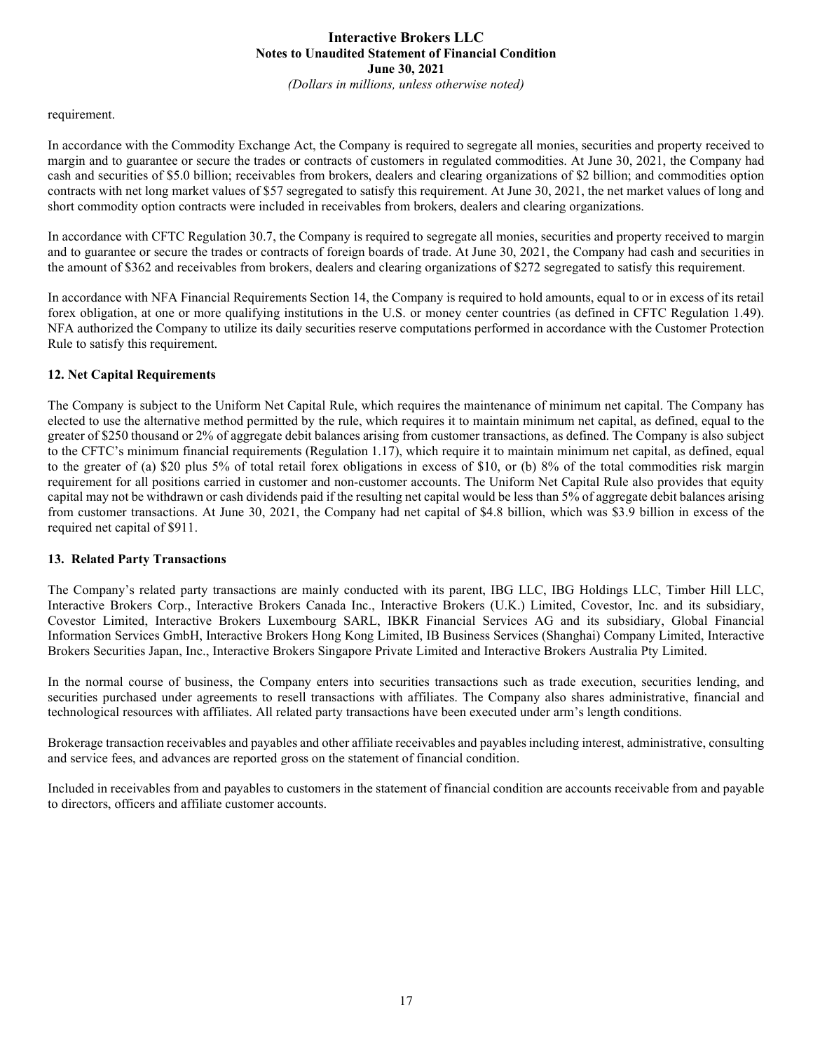requirement.

In accordance with the Commodity Exchange Act, the Company is required to segregate all monies, securities and property received to margin and to guarantee or secure the trades or contracts of customers in regulated commodities. At June 30, 2021, the Company had cash and securities of $5.0 billion; receivables from brokers, dealers and clearing organizations of $2 billion; and commodities option contracts with net long market values of $57 segregated to satisfy this requirement. At June 30, 2021, the net market values of long and short commodity option contracts were included in receivables from brokers, dealers and clearing organizations.

In accordance with CFTC Regulation 30.7, the Company is required to segregate all monies, securities and property received to margin and to guarantee or secure the trades or contracts of foreign boards of trade. At June 30, 2021, the Company had cash and securities in the amount of $362 and receivables from brokers, dealers and clearing organizations of $272 segregated to satisfy this requirement.

In accordance with NFA Financial Requirements Section 14, the Company is required to hold amounts, equal to or in excess of its retail forex obligation, at one or more qualifying institutions in the U.S. or money center countries (as defined in CFTC Regulation 1.49). NFA authorized the Company to utilize its daily securities reserve computations performed in accordance with the Customer Protection Rule to satisfy this requirement.

## 12. Net Capital Requirements

The Company is subject to the Uniform Net Capital Rule, which requires the maintenance of minimum net capital. The Company has elected to use the alternative method permitted by the rule, which requires it to maintain minimum net capital, as defined, equal to the greater of $250 thousand or 2% of aggregate debit balances arising from customer transactions, as defined. The Company is also subject to the CFTC's minimum financial requirements (Regulation 1.17), which require it to maintain minimum net capital, as defined, equal to the greater of (a) $20 plus 5% of total retail forex obligations in excess of $10, or (b) 8% of the total commodities risk margin requirement for all positions carried in customer and non-customer accounts. The Uniform Net Capital Rule also provides that equity capital may not be withdrawn or cash dividends paid if the resulting net capital would be less than 5% of aggregate debit balances arising from customer transactions. At June 30, 2021, the Company had net capital of $4.8 billion, which was $3.9 billion in excess of the required net capital of $911.

## 13. Related Party Transactions

The Company's related party transactions are mainly conducted with its parent, IBG LLC, IBG Holdings LLC, Timber Hill LLC, Interactive Brokers Corp., Interactive Brokers Canada Inc., Interactive Brokers (U.K.) Limited, Covestor, Inc. and its subsidiary, Covestor Limited, Interactive Brokers Luxembourg SARL, IBKR Financial Services AG and its subsidiary, Global Financial Information Services GmbH, Interactive Brokers Hong Kong Limited, IB Business Services (Shanghai) Company Limited, Interactive Brokers Securities Japan, Inc., Interactive Brokers Singapore Private Limited and Interactive Brokers Australia Pty Limited.

In the normal course of business, the Company enters into securities transactions such as trade execution, securities lending, and securities purchased under agreements to resell transactions with affiliates. The Company also shares administrative, financial and technological resources with affiliates. All related party transactions have been executed under arm's length conditions.

Brokerage transaction receivables and payables and other affiliate receivables and payables including interest, administrative, consulting and service fees, and advances are reported gross on the statement of financial condition.

Included in receivables from and payables to customers in the statement of financial condition are accounts receivable from and payable to directors, officers and affiliate customer accounts.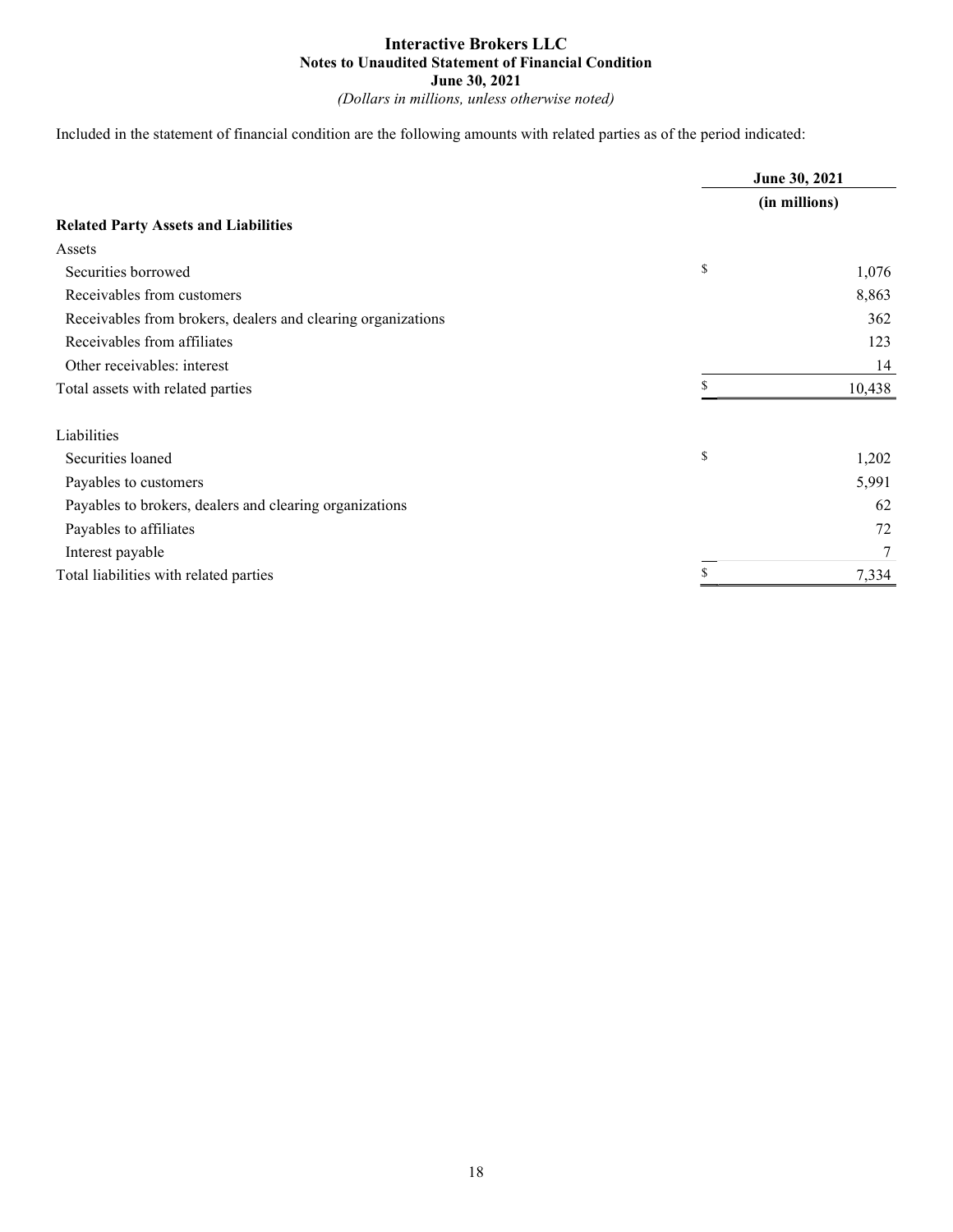Included in the statement of financial condition are the following amounts with related parties as of the period indicated:

| | June 30, 2021 |
|---|---|
| | (in millions) |
| **Related Party Assets and Liabilities** | |
| Assets | |
| Securities borrowed | $ 1,076 |
| Receivables from customers | 8,863 |
| Receivables from brokers, dealers and clearing organizations | 362 |
| Receivables from affiliates | 123 |
| Other receivables: interest | 14 |
| Total assets with related parties | $ 10,438 |
| | |
| Liabilities | |
| Securities loaned | $ 1,202 |
| Payables to customers | 5,991 |
| Payables to brokers, dealers and clearing organizations | 62 |
| Payables to affiliates | 72 |
| Interest payable | 7 |
| Total liabilities with related parties | $ 7,334 |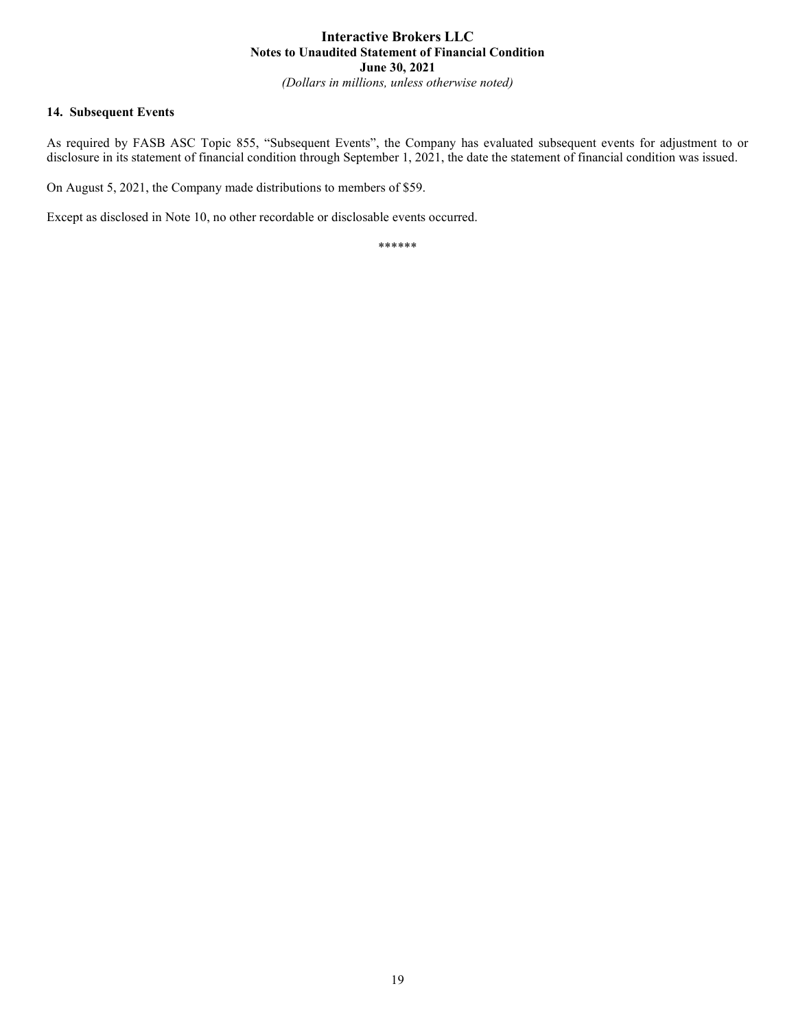## 14. Subsequent Events

As required by FASB ASC Topic 855, "Subsequent Events", the Company has evaluated subsequent events for adjustment to or disclosure in its statement of financial condition through September 1, 2021, the date the statement of financial condition was issued.

On August 5, 2021, the Company made distributions to members of $59.

Except as disclosed in Note 10, no other recordable or disclosable events occurred.

******